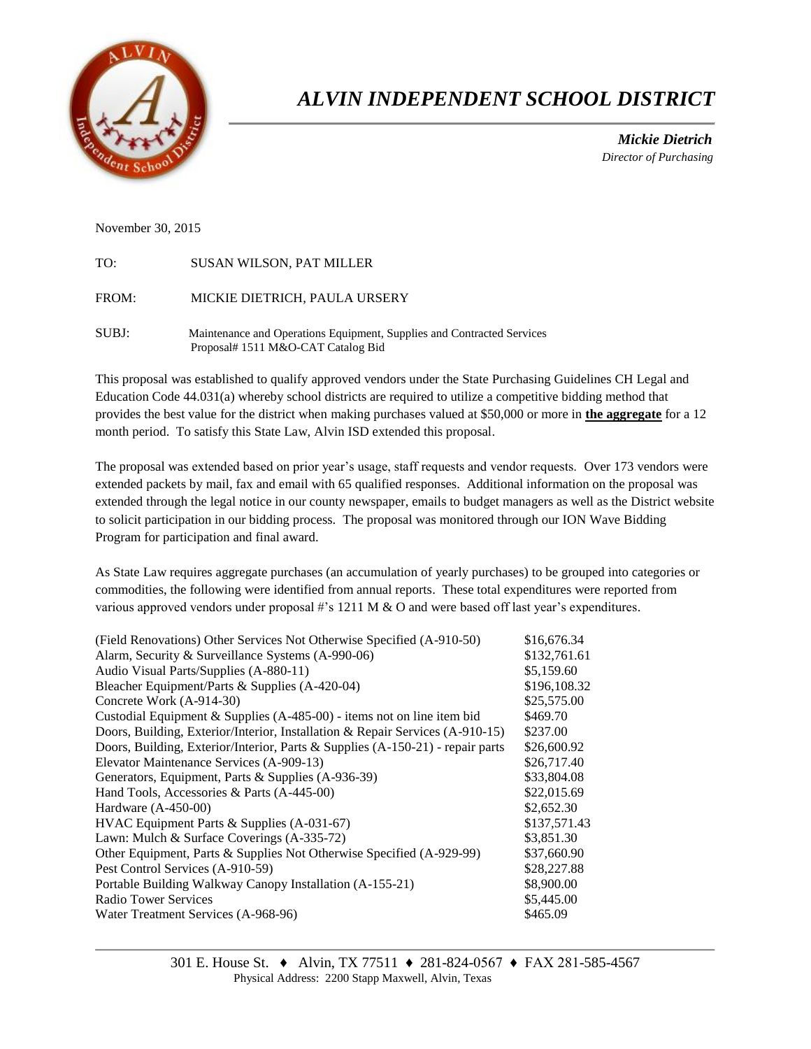# *ALVIN INDEPENDENT SCHOOL DISTRICT*

***Mickie Dietrich***
*Director of Purchasing*

November 30, 2015

TO: SUSAN WILSON, PAT MILLER

FROM: MICKIE DIETRICH, PAULA URSERY

SUBJ: Maintenance and Operations Equipment, Supplies and Contracted Services
Proposal# 1511 M&O-CAT Catalog Bid

This proposal was established to qualify approved vendors under the State Purchasing Guidelines CH Legal and Education Code 44.031(a) whereby school districts are required to utilize a competitive bidding method that provides the best value for the district when making purchases valued at $50,000 or more in **the aggregate** for a 12 month period. To satisfy this State Law, Alvin ISD extended this proposal.

The proposal was extended based on prior year's usage, staff requests and vendor requests. Over 173 vendors were extended packets by mail, fax and email with 65 qualified responses. Additional information on the proposal was extended through the legal notice in our county newspaper, emails to budget managers as well as the District website to solicit participation in our bidding process. The proposal was monitored through our ION Wave Bidding Program for participation and final award.

As State Law requires aggregate purchases (an accumulation of yearly purchases) to be grouped into categories or commodities, the following were identified from annual reports. These total expenditures were reported from various approved vendors under proposal #'s 1211 M & O and were based off last year's expenditures.

| | |
|---|---|
| (Field Renovations) Other Services Not Otherwise Specified (A-910-50) | $16,676.34 |
| Alarm, Security & Surveillance Systems (A-990-06) | $132,761.61 |
| Audio Visual Parts/Supplies (A-880-11) | $5,159.60 |
| Bleacher Equipment/Parts & Supplies (A-420-04) | $196,108.32 |
| Concrete Work (A-914-30) | $25,575.00 |
| Custodial Equipment & Supplies (A-485-00) - items not on line item bid | $469.70 |
| Doors, Building, Exterior/Interior, Installation & Repair Services (A-910-15) | $237.00 |
| Doors, Building, Exterior/Interior, Parts & Supplies (A-150-21) - repair parts | $26,600.92 |
| Elevator Maintenance Services (A-909-13) | $26,717.40 |
| Generators, Equipment, Parts & Supplies (A-936-39) | $33,804.08 |
| Hand Tools, Accessories & Parts (A-445-00) | $22,015.69 |
| Hardware (A-450-00) | $2,652.30 |
| HVAC Equipment Parts & Supplies (A-031-67) | $137,571.43 |
| Lawn: Mulch & Surface Coverings (A-335-72) | $3,851.30 |
| Other Equipment, Parts & Supplies Not Otherwise Specified (A-929-99) | $37,660.90 |
| Pest Control Services (A-910-59) | $28,227.88 |
| Portable Building Walkway Canopy Installation (A-155-21) | $8,900.00 |
| Radio Tower Services | $5,445.00 |
| Water Treatment Services (A-968-96) | $465.09 |

301 E. House St. ♦ Alvin, TX 77511 ♦ 281-824-0567 ♦ FAX 281-585-4567
Physical Address: 2200 Stapp Maxwell, Alvin, Texas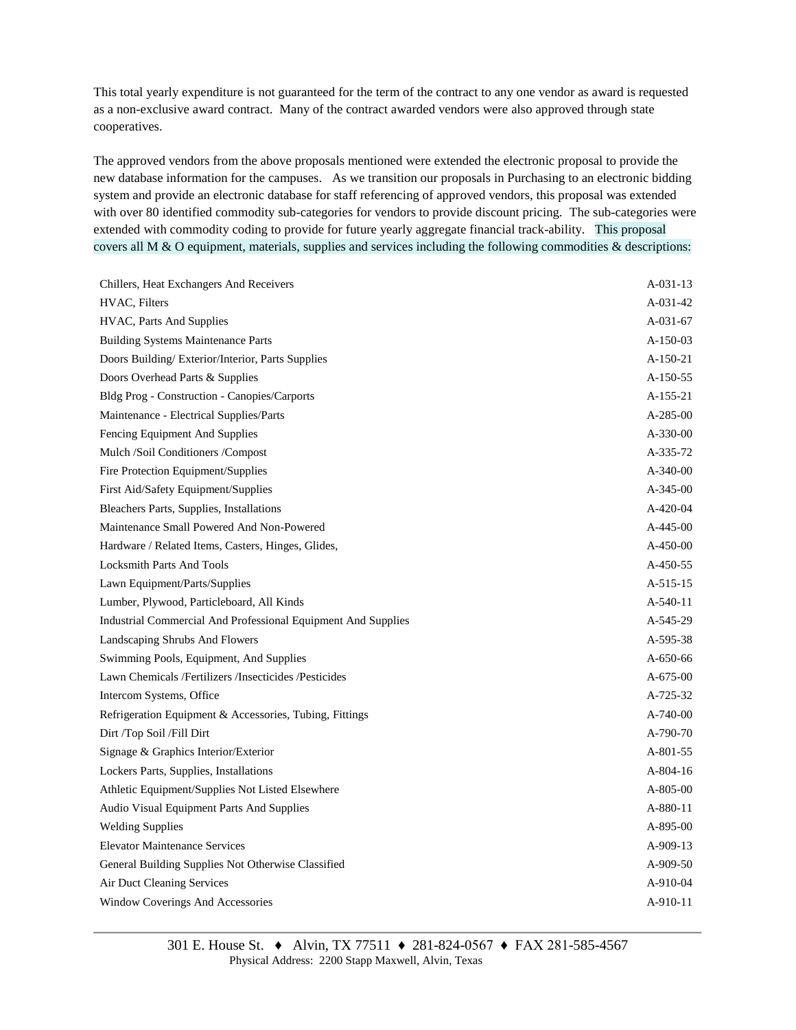This total yearly expenditure is not guaranteed for the term of the contract to any one vendor as award is requested as a non-exclusive award contract. Many of the contract awarded vendors were also approved through state cooperatives.

The approved vendors from the above proposals mentioned were extended the electronic proposal to provide the new database information for the campuses. As we transition our proposals in Purchasing to an electronic bidding system and provide an electronic database for staff referencing of approved vendors, this proposal was extended with over 80 identified commodity sub-categories for vendors to provide discount pricing. The sub-categories were extended with commodity coding to provide for future yearly aggregate financial track-ability. This proposal covers all M & O equipment, materials, supplies and services including the following commodities & descriptions:

| Description | Code |
|---|---|
| Chillers, Heat Exchangers And Receivers | A-031-13 |
| HVAC, Filters | A-031-42 |
| HVAC, Parts And Supplies | A-031-67 |
| Building Systems Maintenance Parts | A-150-03 |
| Doors Building/ Exterior/Interior, Parts Supplies | A-150-21 |
| Doors Overhead Parts & Supplies | A-150-55 |
| Bldg Prog - Construction - Canopies/Carports | A-155-21 |
| Maintenance - Electrical Supplies/Parts | A-285-00 |
| Fencing Equipment And Supplies | A-330-00 |
| Mulch /Soil Conditioners /Compost | A-335-72 |
| Fire Protection Equipment/Supplies | A-340-00 |
| First Aid/Safety Equipment/Supplies | A-345-00 |
| Bleachers Parts, Supplies, Installations | A-420-04 |
| Maintenance Small Powered And Non-Powered | A-445-00 |
| Hardware / Related Items, Casters, Hinges, Glides, | A-450-00 |
| Locksmith Parts And Tools | A-450-55 |
| Lawn Equipment/Parts/Supplies | A-515-15 |
| Lumber, Plywood, Particleboard, All Kinds | A-540-11 |
| Industrial Commercial And Professional Equipment And Supplies | A-545-29 |
| Landscaping Shrubs And Flowers | A-595-38 |
| Swimming Pools, Equipment, And Supplies | A-650-66 |
| Lawn Chemicals /Fertilizers /Insecticides /Pesticides | A-675-00 |
| Intercom Systems, Office | A-725-32 |
| Refrigeration Equipment & Accessories, Tubing, Fittings | A-740-00 |
| Dirt /Top Soil /Fill Dirt | A-790-70 |
| Signage & Graphics Interior/Exterior | A-801-55 |
| Lockers Parts, Supplies, Installations | A-804-16 |
| Athletic Equipment/Supplies Not Listed Elsewhere | A-805-00 |
| Audio Visual Equipment Parts And Supplies | A-880-11 |
| Welding Supplies | A-895-00 |
| Elevator Maintenance Services | A-909-13 |
| General Building Supplies Not Otherwise Classified | A-909-50 |
| Air Duct Cleaning Services | A-910-04 |
| Window Coverings And Accessories | A-910-11 |

301 E. House St. ♦ Alvin, TX 77511 ♦ 281-824-0567 ♦ FAX 281-585-4567
Physical Address: 2200 Stapp Maxwell, Alvin, Texas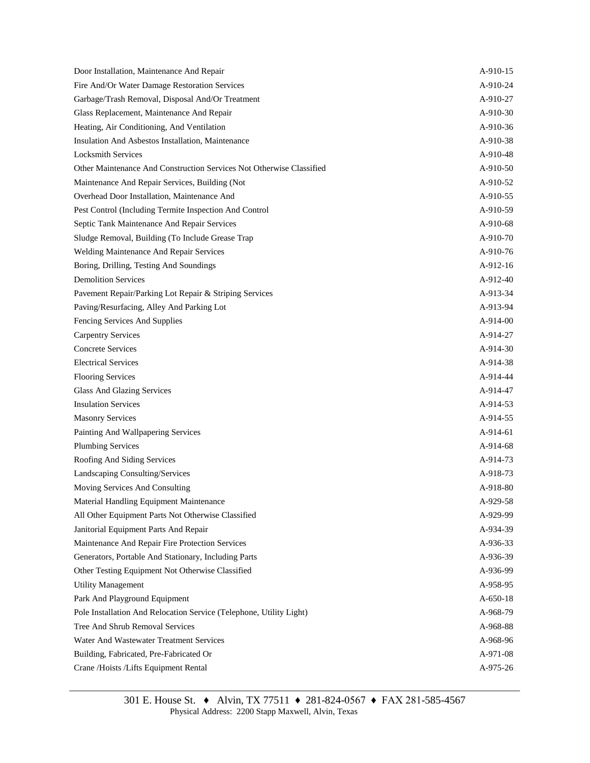| | |
|---|---|
| Door Installation, Maintenance And Repair | A-910-15 |
| Fire And/Or Water Damage Restoration Services | A-910-24 |
| Garbage/Trash Removal, Disposal And/Or Treatment | A-910-27 |
| Glass Replacement, Maintenance And Repair | A-910-30 |
| Heating, Air Conditioning, And Ventilation | A-910-36 |
| Insulation And Asbestos Installation, Maintenance | A-910-38 |
| Locksmith Services | A-910-48 |
| Other Maintenance And Construction Services Not Otherwise Classified | A-910-50 |
| Maintenance And Repair Services, Building (Not | A-910-52 |
| Overhead Door Installation, Maintenance And | A-910-55 |
| Pest Control (Including Termite Inspection And Control | A-910-59 |
| Septic Tank Maintenance And Repair Services | A-910-68 |
| Sludge Removal, Building (To Include Grease Trap | A-910-70 |
| Welding Maintenance And Repair Services | A-910-76 |
| Boring, Drilling, Testing And Soundings | A-912-16 |
| Demolition Services | A-912-40 |
| Pavement Repair/Parking Lot Repair & Striping Services | A-913-34 |
| Paving/Resurfacing, Alley And Parking Lot | A-913-94 |
| Fencing Services And Supplies | A-914-00 |
| Carpentry Services | A-914-27 |
| Concrete Services | A-914-30 |
| Electrical Services | A-914-38 |
| Flooring Services | A-914-44 |
| Glass And Glazing Services | A-914-47 |
| Insulation Services | A-914-53 |
| Masonry Services | A-914-55 |
| Painting And Wallpapering Services | A-914-61 |
| Plumbing Services | A-914-68 |
| Roofing And Siding Services | A-914-73 |
| Landscaping Consulting/Services | A-918-73 |
| Moving Services And Consulting | A-918-80 |
| Material Handling Equipment Maintenance | A-929-58 |
| All Other Equipment Parts Not Otherwise Classified | A-929-99 |
| Janitorial Equipment Parts And Repair | A-934-39 |
| Maintenance And Repair Fire Protection Services | A-936-33 |
| Generators, Portable And Stationary, Including Parts | A-936-39 |
| Other Testing Equipment Not Otherwise Classified | A-936-99 |
| Utility Management | A-958-95 |
| Park And Playground Equipment | A-650-18 |
| Pole Installation And Relocation Service (Telephone, Utility Light) | A-968-79 |
| Tree And Shrub Removal Services | A-968-88 |
| Water And Wastewater Treatment Services | A-968-96 |
| Building, Fabricated, Pre-Fabricated Or | A-971-08 |
| Crane /Hoists /Lifts Equipment Rental | A-975-26 |

301 E. House St. ♦ Alvin, TX 77511 ♦ 281-824-0567 ♦ FAX 281-585-4567
Physical Address: 2200 Stapp Maxwell, Alvin, Texas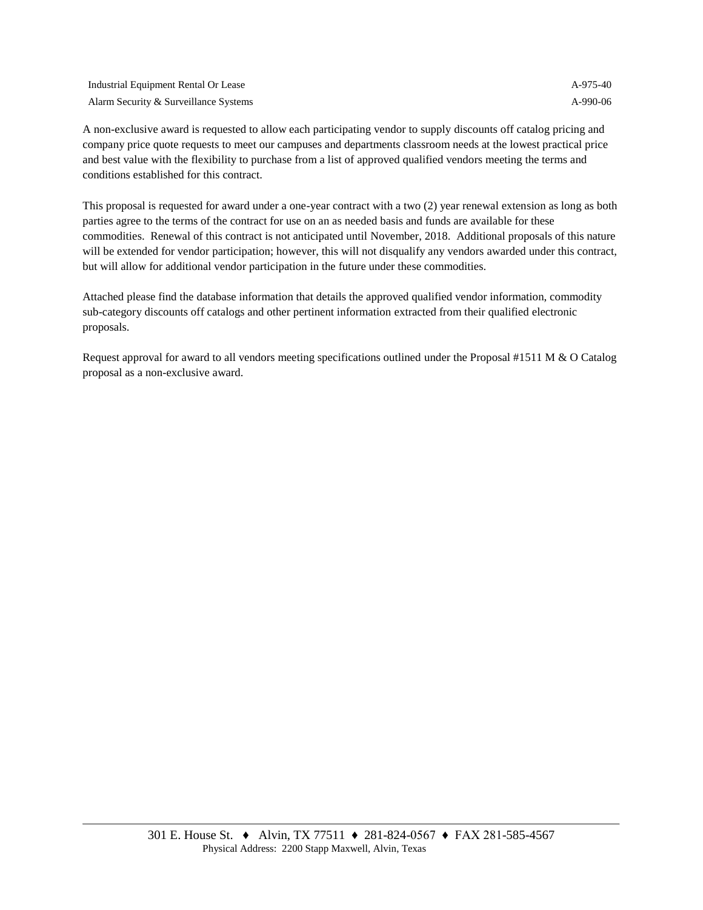| | |
|---|---|
| Industrial Equipment Rental Or Lease | A-975-40 |
| Alarm Security & Surveillance Systems | A-990-06 |

A non-exclusive award is requested to allow each participating vendor to supply discounts off catalog pricing and company price quote requests to meet our campuses and departments classroom needs at the lowest practical price and best value with the flexibility to purchase from a list of approved qualified vendors meeting the terms and conditions established for this contract.

This proposal is requested for award under a one-year contract with a two (2) year renewal extension as long as both parties agree to the terms of the contract for use on an as needed basis and funds are available for these commodities. Renewal of this contract is not anticipated until November, 2018. Additional proposals of this nature will be extended for vendor participation; however, this will not disqualify any vendors awarded under this contract, but will allow for additional vendor participation in the future under these commodities.

Attached please find the database information that details the approved qualified vendor information, commodity sub-category discounts off catalogs and other pertinent information extracted from their qualified electronic proposals.

Request approval for award to all vendors meeting specifications outlined under the Proposal #1511 M & O Catalog proposal as a non-exclusive award.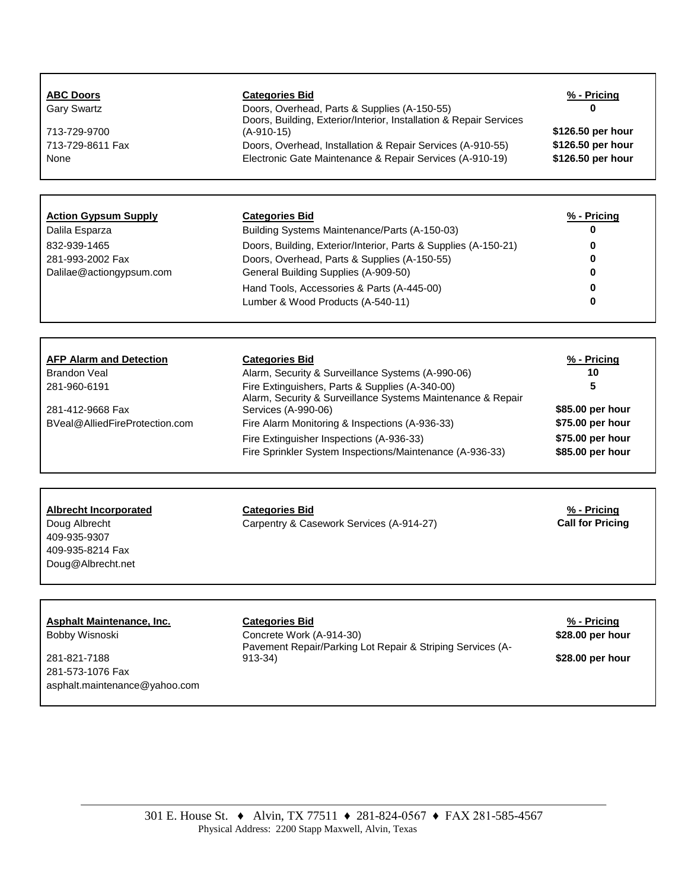| ABC Doors | Categories Bid | % - Pricing |
|---|---|---|
| Gary Swartz | Doors, Overhead, Parts & Supplies (A-150-55) | **0** |
| 713-729-9700 | Doors, Building, Exterior/Interior, Installation & Repair Services (A-910-15) | **$126.50 per hour** |
| 713-729-8611 Fax | Doors, Overhead, Installation & Repair Services (A-910-55) | **$126.50 per hour** |
| None | Electronic Gate Maintenance & Repair Services (A-910-19) | **$126.50 per hour** |

| Action Gypsum Supply | Categories Bid | % - Pricing |
|---|---|---|
| Dalila Esparza | Building Systems Maintenance/Parts (A-150-03) | **0** |
| 832-939-1465 | Doors, Building, Exterior/Interior, Parts & Supplies (A-150-21) | **0** |
| 281-993-2002 Fax | Doors, Overhead, Parts & Supplies (A-150-55) | **0** |
| Dalilae@actiongypsum.com | General Building Supplies (A-909-50) | **0** |
| | Hand Tools, Accessories & Parts (A-445-00) | **0** |
| | Lumber & Wood Products (A-540-11) | **0** |

| AFP Alarm and Detection | Categories Bid | % - Pricing |
|---|---|---|
| Brandon Veal | Alarm, Security & Surveillance Systems (A-990-06) | **10** |
| 281-960-6191 | Fire Extinguishers, Parts & Supplies (A-340-00) | **5** |
| 281-412-9668 Fax | Alarm, Security & Surveillance Systems Maintenance & Repair Services (A-990-06) | **$85.00 per hour** |
| BVeal@AlliedFireProtection.com | Fire Alarm Monitoring & Inspections (A-936-33) | **$75.00 per hour** |
| | Fire Extinguisher Inspections (A-936-33) | **$75.00 per hour** |
| | Fire Sprinkler System Inspections/Maintenance (A-936-33) | **$85.00 per hour** |

| Albrecht Incorporated | Categories Bid | % - Pricing |
|---|---|---|
| Doug Albrecht | Carpentry & Casework Services (A-914-27) | **Call for Pricing** |
| 409-935-9307 | | |
| 409-935-8214 Fax | | |
| Doug@Albrecht.net | | |

| Asphalt Maintenance, Inc. | Categories Bid | % - Pricing |
|---|---|---|
| Bobby Wisnoski | Concrete Work (A-914-30) | **$28.00 per hour** |
| 281-821-7188 | Pavement Repair/Parking Lot Repair & Striping Services (A-913-34) | **$28.00 per hour** |
| 281-573-1076 Fax | | |
| asphalt.maintenance@yahoo.com | | |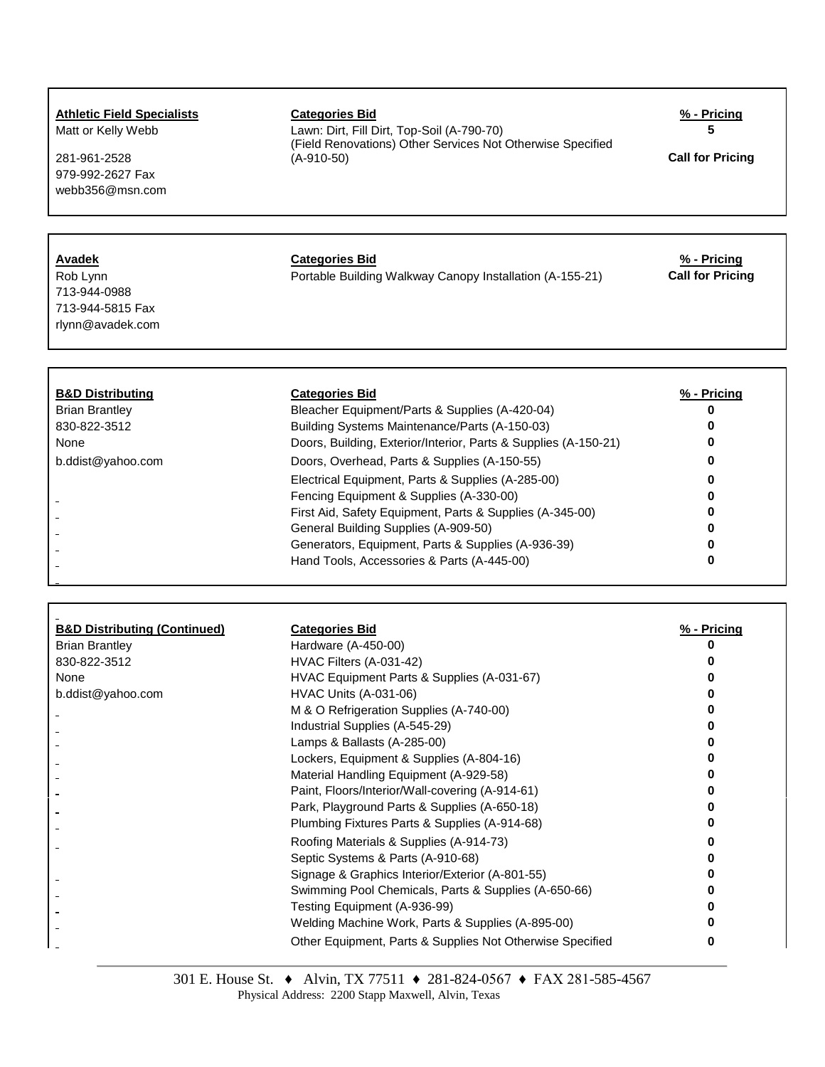| **Athletic Field Specialists** | **Categories Bid** | **% - Pricing** |
|---|---|---|
| Matt or Kelly Webb | Lawn: Dirt, Fill Dirt, Top-Soil (A-790-70) | 5 |
| 281-961-2528 | (Field Renovations) Other Services Not Otherwise Specified (A-910-50) | Call for Pricing |
| 979-992-2627 Fax | | |
| webb356@msn.com | | |

| **Avadek** | **Categories Bid** | **% - Pricing** |
|---|---|---|
| Rob Lynn | Portable Building Walkway Canopy Installation (A-155-21) | Call for Pricing |
| 713-944-0988 | | |
| 713-944-5815 Fax | | |
| rlynn@avadek.com | | |

| **B&D Distributing** | **Categories Bid** | **% - Pricing** |
|---|---|---|
| Brian Brantley | Bleacher Equipment/Parts & Supplies (A-420-04) | 0 |
| 830-822-3512 | Building Systems Maintenance/Parts (A-150-03) | 0 |
| None | Doors, Building, Exterior/Interior, Parts & Supplies (A-150-21) | 0 |
| b.ddist@yahoo.com | Doors, Overhead, Parts & Supplies (A-150-55) | 0 |
| | Electrical Equipment, Parts & Supplies (A-285-00) | 0 |
| | Fencing Equipment & Supplies (A-330-00) | 0 |
| | First Aid, Safety Equipment, Parts & Supplies (A-345-00) | 0 |
| | General Building Supplies (A-909-50) | 0 |
| | Generators, Equipment, Parts & Supplies (A-936-39) | 0 |
| | Hand Tools, Accessories & Parts (A-445-00) | 0 |

| **B&D Distributing (Continued)** | **Categories Bid** | **% - Pricing** |
|---|---|---|
| Brian Brantley | Hardware (A-450-00) | 0 |
| 830-822-3512 | HVAC Filters (A-031-42) | 0 |
| None | HVAC Equipment Parts & Supplies (A-031-67) | 0 |
| b.ddist@yahoo.com | HVAC Units (A-031-06) | 0 |
| | M & O Refrigeration Supplies (A-740-00) | 0 |
| | Industrial Supplies (A-545-29) | 0 |
| | Lamps & Ballasts (A-285-00) | 0 |
| | Lockers, Equipment & Supplies (A-804-16) | 0 |
| | Material Handling Equipment (A-929-58) | 0 |
| | Paint, Floors/Interior/Wall-covering (A-914-61) | 0 |
| | Park, Playground Parts & Supplies (A-650-18) | 0 |
| | Plumbing Fixtures Parts & Supplies (A-914-68) | 0 |
| | Roofing Materials & Supplies (A-914-73) | 0 |
| | Septic Systems & Parts (A-910-68) | 0 |
| | Signage & Graphics Interior/Exterior (A-801-55) | 0 |
| | Swimming Pool Chemicals, Parts & Supplies (A-650-66) | 0 |
| | Testing Equipment (A-936-99) | 0 |
| | Welding Machine Work, Parts & Supplies (A-895-00) | 0 |
| | Other Equipment, Parts & Supplies Not Otherwise Specified | 0 |

301 E. House St. ♦ Alvin, TX 77511 ♦ 281-824-0567 ♦ FAX 281-585-4567
Physical Address: 2200 Stapp Maxwell, Alvin, Texas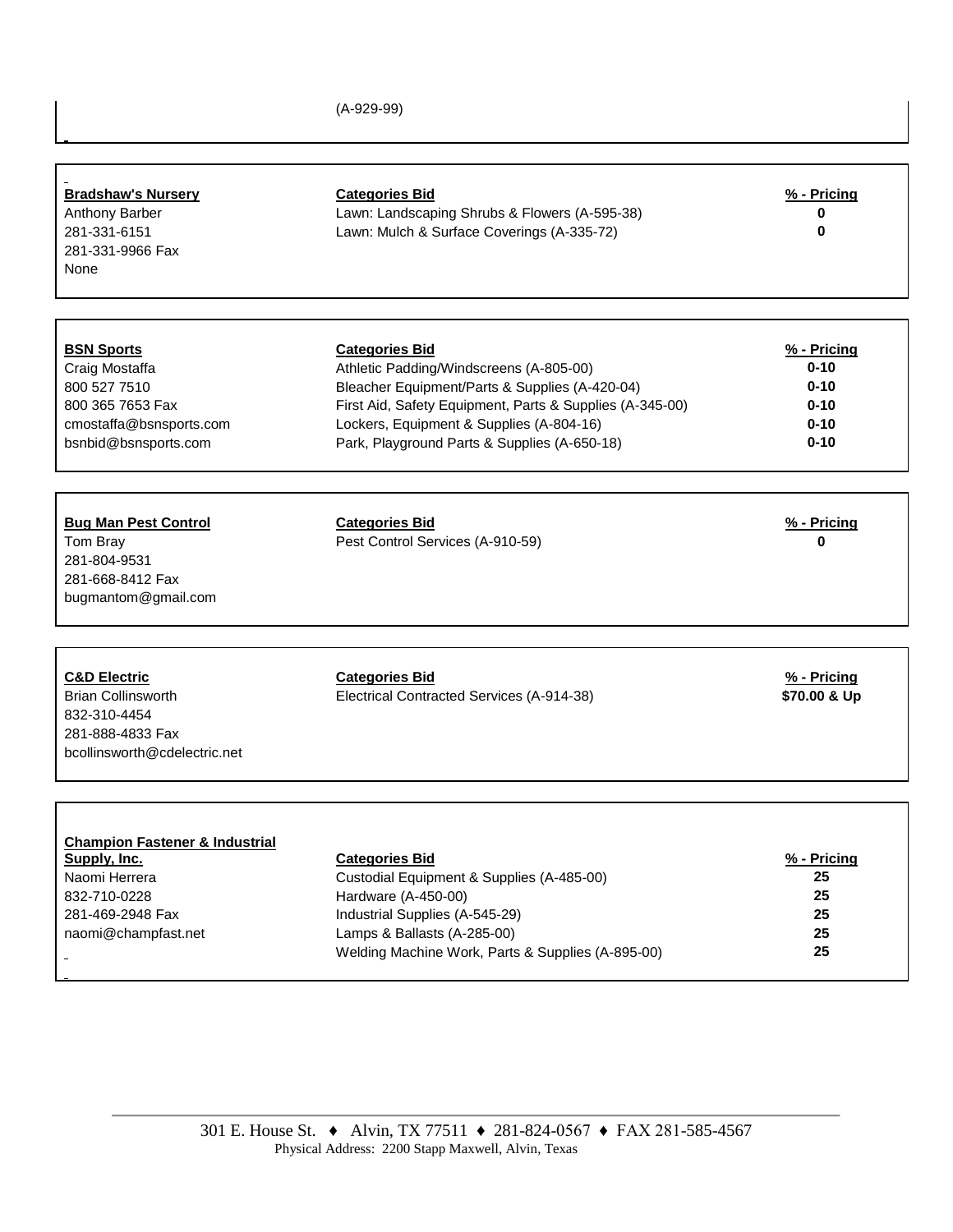(A-929-99)

| **Bradshaw's Nursery** | **Categories Bid** | **% - Pricing** |
| --- | --- | --- |
| Anthony Barber | Lawn: Landscaping Shrubs & Flowers (A-595-38) | **0** |
| 281-331-6151 | Lawn: Mulch & Surface Coverings (A-335-72) | **0** |
| 281-331-9966 Fax | | |
| None | | |

| **BSN Sports** | **Categories Bid** | **% - Pricing** |
| --- | --- | --- |
| Craig Mostaffa | Athletic Padding/Windscreens (A-805-00) | **0-10** |
| 800 527 7510 | Bleacher Equipment/Parts & Supplies (A-420-04) | **0-10** |
| 800 365 7653 Fax | First Aid, Safety Equipment, Parts & Supplies (A-345-00) | **0-10** |
| cmostaffa@bsnsports.com | Lockers, Equipment & Supplies (A-804-16) | **0-10** |
| bsnbid@bsnsports.com | Park, Playground Parts & Supplies (A-650-18) | **0-10** |

| **Bug Man Pest Control** | **Categories Bid** | **% - Pricing** |
| --- | --- | --- |
| Tom Bray | Pest Control Services (A-910-59) | **0** |
| 281-804-9531 | | |
| 281-668-8412 Fax | | |
| bugmantom@gmail.com | | |

| **C&D Electric** | **Categories Bid** | **% - Pricing** |
| --- | --- | --- |
| Brian Collinsworth | Electrical Contracted Services (A-914-38) | **$70.00 & Up** |
| 832-310-4454 | | |
| 281-888-4833 Fax | | |
| bcollinsworth@cdelectric.net | | |

| **Champion Fastener & Industrial Supply, Inc.** | **Categories Bid** | **% - Pricing** |
| --- | --- | --- |
| Naomi Herrera | Custodial Equipment & Supplies (A-485-00) | **25** |
| 832-710-0228 | Hardware (A-450-00) | **25** |
| 281-469-2948 Fax | Industrial Supplies (A-545-29) | **25** |
| naomi@champfast.net | Lamps & Ballasts (A-285-00) | **25** |
| | Welding Machine Work, Parts & Supplies (A-895-00) | **25** |

301 E. House St. ♦ Alvin, TX 77511 ♦ 281-824-0567 ♦ FAX 281-585-4567
Physical Address: 2200 Stapp Maxwell, Alvin, Texas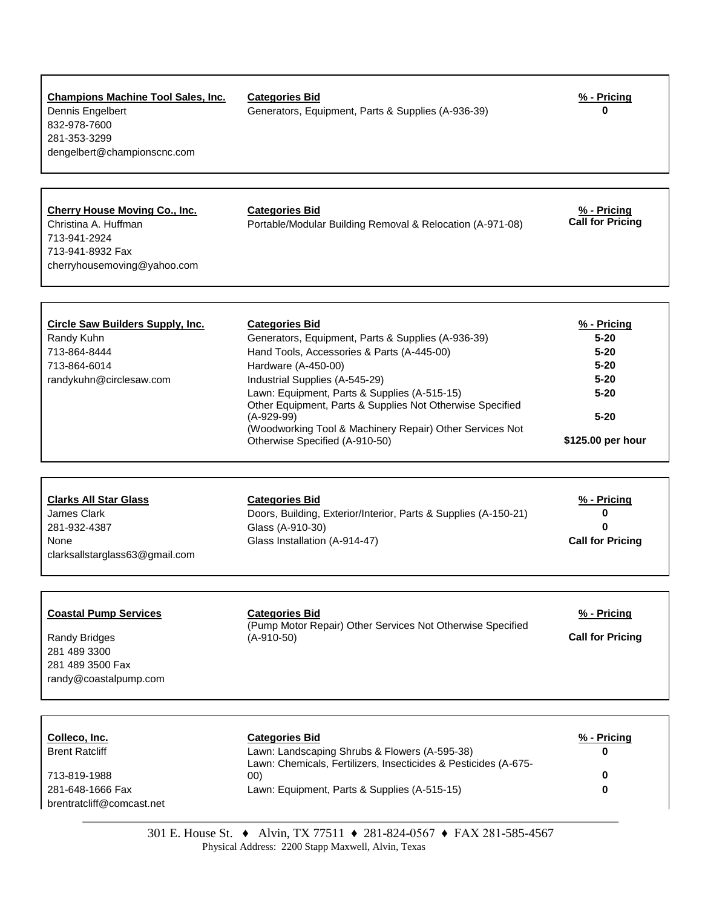| Vendor | Categories Bid | % - Pricing |
|---|---|---|
| **Champions Machine Tool Sales, Inc.** | Generators, Equipment, Parts & Supplies (A-936-39) | 0 |
| Dennis Engelbert | | |
| 832-978-7600 | | |
| 281-353-3299 | | |
| dengelbert@championscnc.com | | |

| Vendor | Categories Bid | % - Pricing |
|---|---|---|
| **Cherry House Moving Co., Inc.** | Portable/Modular Building Removal & Relocation (A-971-08) | Call for Pricing |
| Christina A. Huffman | | |
| 713-941-2924 | | |
| 713-941-8932 Fax | | |
| cherryhousemoving@yahoo.com | | |

| Vendor | Categories Bid | % - Pricing |
|---|---|---|
| **Circle Saw Builders Supply, Inc.** | Generators, Equipment, Parts & Supplies (A-936-39) | 5-20 |
| Randy Kuhn | Hand Tools, Accessories & Parts (A-445-00) | 5-20 |
| 713-864-8444 | Hardware (A-450-00) | 5-20 |
| 713-864-6014 | Industrial Supplies (A-545-29) | 5-20 |
| randykuhn@circlesaw.com | Lawn: Equipment, Parts & Supplies (A-515-15) | 5-20 |
| | Other Equipment, Parts & Supplies Not Otherwise Specified (A-929-99) | 5-20 |
| | (Woodworking Tool & Machinery Repair) Other Services Not Otherwise Specified (A-910-50) | $125.00 per hour |

| Vendor | Categories Bid | % - Pricing |
|---|---|---|
| **Clarks All Star Glass** | Doors, Building, Exterior/Interior, Parts & Supplies (A-150-21) | 0 |
| James Clark | Glass (A-910-30) | 0 |
| 281-932-4387 | Glass Installation (A-914-47) | Call for Pricing |
| None | | |
| clarksallstarglass63@gmail.com | | |

| Vendor | Categories Bid | % - Pricing |
|---|---|---|
| **Coastal Pump Services** | (Pump Motor Repair) Other Services Not Otherwise Specified (A-910-50) | Call for Pricing |
| Randy Bridges | | |
| 281 489 3300 | | |
| 281 489 3500 Fax | | |
| randy@coastalpump.com | | |

| Vendor | Categories Bid | % - Pricing |
|---|---|---|
| **Colleco, Inc.** | Lawn: Landscaping Shrubs & Flowers (A-595-38) | 0 |
| Brent Ratcliff | Lawn: Chemicals, Fertilizers, Insecticides & Pesticides (A-675-00) | 0 |
| 713-819-1988 | Lawn: Equipment, Parts & Supplies (A-515-15) | 0 |
| 281-648-1666 Fax | | |
| brentratcliff@comcast.net | | |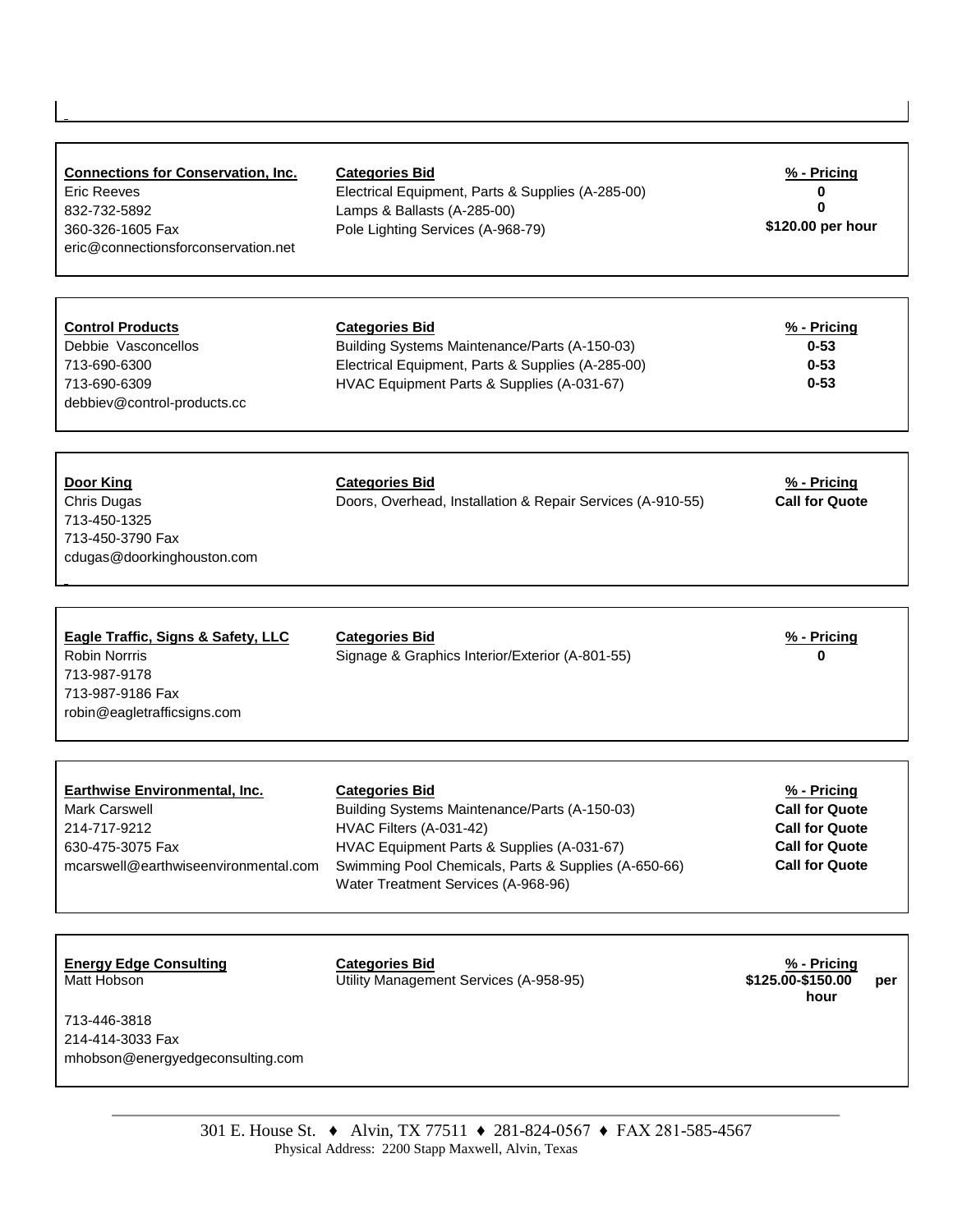| Vendor | Categories Bid | % - Pricing |
|---|---|---|
| **Connections for Conservation, Inc.**<br>Eric Reeves<br>832-732-5892<br>360-326-1605 Fax<br>eric@connectionsforconservation.net | Electrical Equipment, Parts & Supplies (A-285-00)<br>Lamps & Ballasts (A-285-00)<br>Pole Lighting Services (A-968-79) | 0<br>0<br>$120.00 per hour |
| **Control Products**<br>Debbie Vasconcellos<br>713-690-6300<br>713-690-6309<br>debbiev@control-products.cc | Building Systems Maintenance/Parts (A-150-03)<br>Electrical Equipment, Parts & Supplies (A-285-00)<br>HVAC Equipment Parts & Supplies (A-031-67) | 0-53<br>0-53<br>0-53 |
| **Door King**<br>Chris Dugas<br>713-450-1325<br>713-450-3790 Fax<br>cdugas@doorkinghouston.com | Doors, Overhead, Installation & Repair Services (A-910-55) | Call for Quote |
| **Eagle Traffic, Signs & Safety, LLC**<br>Robin Norrris<br>713-987-9178<br>713-987-9186 Fax<br>robin@eagletrafficsigns.com | Signage & Graphics Interior/Exterior (A-801-55) | 0 |
| **Earthwise Environmental, Inc.**<br>Mark Carswell<br>214-717-9212<br>630-475-3075 Fax<br>mcarswell@earthwiseenvironmental.com | Building Systems Maintenance/Parts (A-150-03)<br>HVAC Filters (A-031-42)<br>HVAC Equipment Parts & Supplies (A-031-67)<br>Swimming Pool Chemicals, Parts & Supplies (A-650-66)<br>Water Treatment Services (A-968-96) | Call for Quote<br>Call for Quote<br>Call for Quote<br>Call for Quote |
| **Energy Edge Consulting**<br>Matt Hobson<br>713-446-3818<br>214-414-3033 Fax<br>mhobson@energyedgeconsulting.com | Utility Management Services (A-958-95) | $125.00-$150.00 per hour |

301 E. House St. ♦ Alvin, TX 77511 ♦ 281-824-0567 ♦ FAX 281-585-4567
Physical Address: 2200 Stapp Maxwell, Alvin, Texas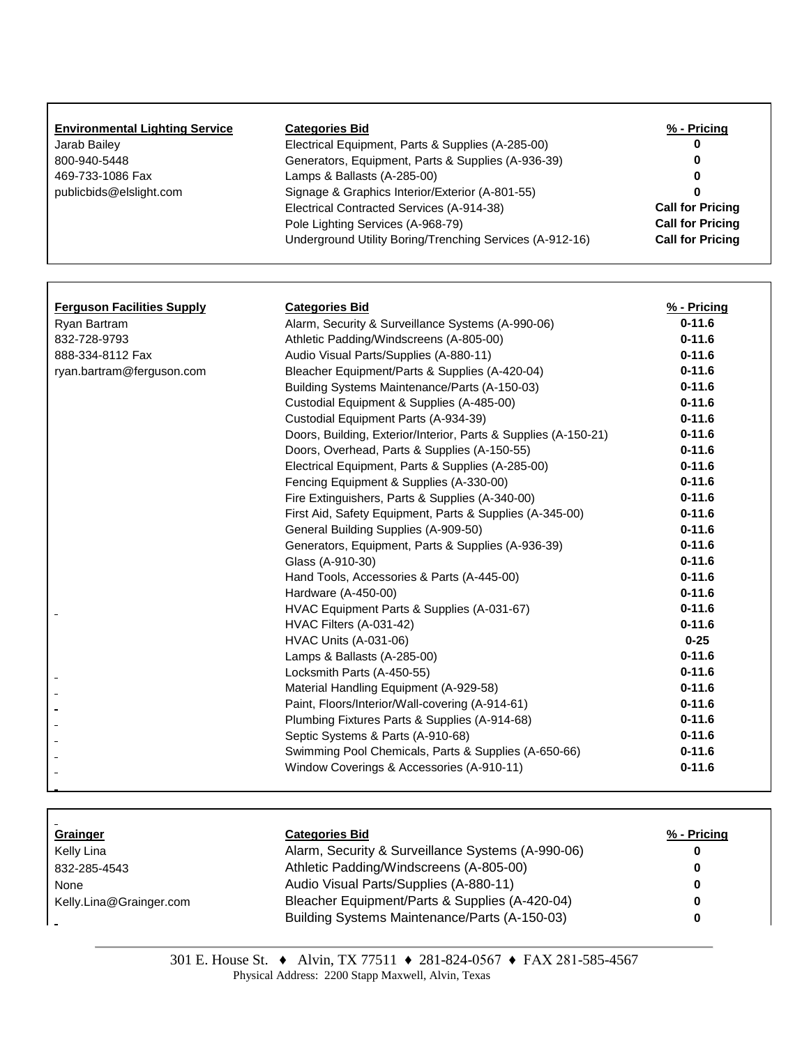| Environmental Lighting Service | Categories Bid | % - Pricing |
|---|---|---|
| Jarab Bailey | Electrical Equipment, Parts & Supplies (A-285-00) | 0 |
| 800-940-5448 | Generators, Equipment, Parts & Supplies (A-936-39) | 0 |
| 469-733-1086 Fax | Lamps & Ballasts (A-285-00) | 0 |
| publicbids@elslight.com | Signage & Graphics Interior/Exterior (A-801-55) | 0 |
| | Electrical Contracted Services (A-914-38) | Call for Pricing |
| | Pole Lighting Services (A-968-79) | Call for Pricing |
| | Underground Utility Boring/Trenching Services (A-912-16) | Call for Pricing |

| Ferguson Facilities Supply | Categories Bid | % - Pricing |
|---|---|---|
| Ryan Bartram | Alarm, Security & Surveillance Systems (A-990-06) | 0-11.6 |
| 832-728-9793 | Athletic Padding/Windscreens (A-805-00) | 0-11.6 |
| 888-334-8112 Fax | Audio Visual Parts/Supplies (A-880-11) | 0-11.6 |
| ryan.bartram@ferguson.com | Bleacher Equipment/Parts & Supplies (A-420-04) | 0-11.6 |
| | Building Systems Maintenance/Parts (A-150-03) | 0-11.6 |
| | Custodial Equipment & Supplies (A-485-00) | 0-11.6 |
| | Custodial Equipment Parts (A-934-39) | 0-11.6 |
| | Doors, Building, Exterior/Interior, Parts & Supplies (A-150-21) | 0-11.6 |
| | Doors, Overhead, Parts & Supplies (A-150-55) | 0-11.6 |
| | Electrical Equipment, Parts & Supplies (A-285-00) | 0-11.6 |
| | Fencing Equipment & Supplies (A-330-00) | 0-11.6 |
| | Fire Extinguishers, Parts & Supplies (A-340-00) | 0-11.6 |
| | First Aid, Safety Equipment, Parts & Supplies (A-345-00) | 0-11.6 |
| | General Building Supplies (A-909-50) | 0-11.6 |
| | Generators, Equipment, Parts & Supplies (A-936-39) | 0-11.6 |
| | Glass (A-910-30) | 0-11.6 |
| | Hand Tools, Accessories & Parts (A-445-00) | 0-11.6 |
| | Hardware (A-450-00) | 0-11.6 |
| | HVAC Equipment Parts & Supplies (A-031-67) | 0-11.6 |
| | HVAC Filters (A-031-42) | 0-11.6 |
| | HVAC Units (A-031-06) | 0-25 |
| | Lamps & Ballasts (A-285-00) | 0-11.6 |
| | Locksmith Parts (A-450-55) | 0-11.6 |
| | Material Handling Equipment (A-929-58) | 0-11.6 |
| | Paint, Floors/Interior/Wall-covering (A-914-61) | 0-11.6 |
| | Plumbing Fixtures Parts & Supplies (A-914-68) | 0-11.6 |
| | Septic Systems & Parts (A-910-68) | 0-11.6 |
| | Swimming Pool Chemicals, Parts & Supplies (A-650-66) | 0-11.6 |
| | Window Coverings & Accessories (A-910-11) | 0-11.6 |

| Grainger | Categories Bid | % - Pricing |
|---|---|---|
| Kelly Lina | Alarm, Security & Surveillance Systems (A-990-06) | 0 |
| 832-285-4543 | Athletic Padding/Windscreens (A-805-00) | 0 |
| None | Audio Visual Parts/Supplies (A-880-11) | 0 |
| Kelly.Lina@Grainger.com | Bleacher Equipment/Parts & Supplies (A-420-04) | 0 |
| | Building Systems Maintenance/Parts (A-150-03) | 0 |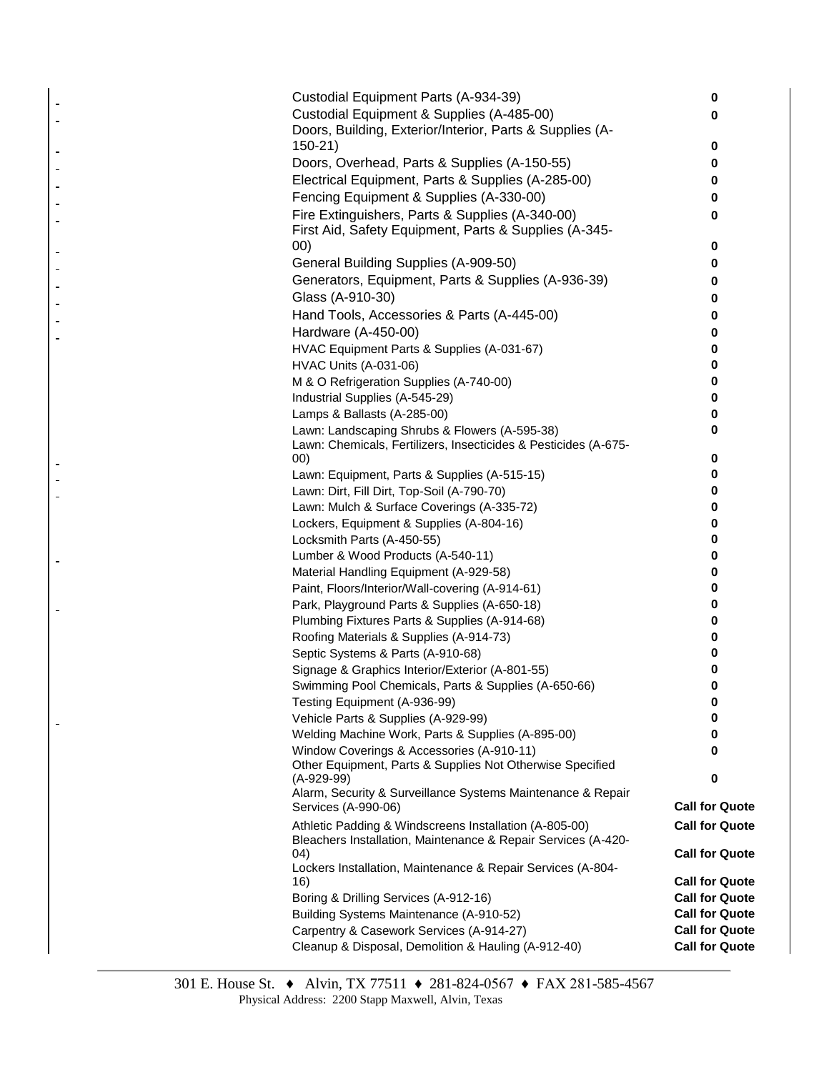| | |
|---|---|
| Custodial Equipment Parts (A-934-39) | 0 |
| Custodial Equipment & Supplies (A-485-00) | 0 |
| Doors, Building, Exterior/Interior, Parts & Supplies (A-150-21) | 0 |
| Doors, Overhead, Parts & Supplies (A-150-55) | 0 |
| Electrical Equipment, Parts & Supplies (A-285-00) | 0 |
| Fencing Equipment & Supplies (A-330-00) | 0 |
| Fire Extinguishers, Parts & Supplies (A-340-00) | 0 |
| First Aid, Safety Equipment, Parts & Supplies (A-345-00) | 0 |
| General Building Supplies (A-909-50) | 0 |
| Generators, Equipment, Parts & Supplies (A-936-39) | 0 |
| Glass (A-910-30) | 0 |
| Hand Tools, Accessories & Parts (A-445-00) | 0 |
| Hardware (A-450-00) | 0 |
| HVAC Equipment Parts & Supplies (A-031-67) | 0 |
| HVAC Units (A-031-06) | 0 |
| M & O Refrigeration Supplies (A-740-00) | 0 |
| Industrial Supplies (A-545-29) | 0 |
| Lamps & Ballasts (A-285-00) | 0 |
| Lawn: Landscaping Shrubs & Flowers (A-595-38) | 0 |
| Lawn: Chemicals, Fertilizers, Insecticides & Pesticides (A-675-00) | 0 |
| Lawn: Equipment, Parts & Supplies (A-515-15) | 0 |
| Lawn: Dirt, Fill Dirt, Top-Soil (A-790-70) | 0 |
| Lawn: Mulch & Surface Coverings (A-335-72) | 0 |
| Lockers, Equipment & Supplies (A-804-16) | 0 |
| Locksmith Parts (A-450-55) | 0 |
| Lumber & Wood Products (A-540-11) | 0 |
| Material Handling Equipment (A-929-58) | 0 |
| Paint, Floors/Interior/Wall-covering (A-914-61) | 0 |
| Park, Playground Parts & Supplies (A-650-18) | 0 |
| Plumbing Fixtures Parts & Supplies (A-914-68) | 0 |
| Roofing Materials & Supplies (A-914-73) | 0 |
| Septic Systems & Parts (A-910-68) | 0 |
| Signage & Graphics Interior/Exterior (A-801-55) | 0 |
| Swimming Pool Chemicals, Parts & Supplies (A-650-66) | 0 |
| Testing Equipment (A-936-99) | 0 |
| Vehicle Parts & Supplies (A-929-99) | 0 |
| Welding Machine Work, Parts & Supplies (A-895-00) | 0 |
| Window Coverings & Accessories (A-910-11) | 0 |
| Other Equipment, Parts & Supplies Not Otherwise Specified (A-929-99) | 0 |
| Alarm, Security & Surveillance Systems Maintenance & Repair Services (A-990-06) | **Call for Quote** |
| Athletic Padding & Windscreens Installation (A-805-00) | **Call for Quote** |
| Bleachers Installation, Maintenance & Repair Services (A-420-04) | **Call for Quote** |
| Lockers Installation, Maintenance & Repair Services (A-804-16) | **Call for Quote** |
| Boring & Drilling Services (A-912-16) | **Call for Quote** |
| Building Systems Maintenance (A-910-52) | **Call for Quote** |
| Carpentry & Casework Services (A-914-27) | **Call for Quote** |
| Cleanup & Disposal, Demolition & Hauling (A-912-40) | **Call for Quote** |

301 E. House St. ♦ Alvin, TX 77511 ♦ 281-824-0567 ♦ FAX 281-585-4567
Physical Address: 2200 Stapp Maxwell, Alvin, Texas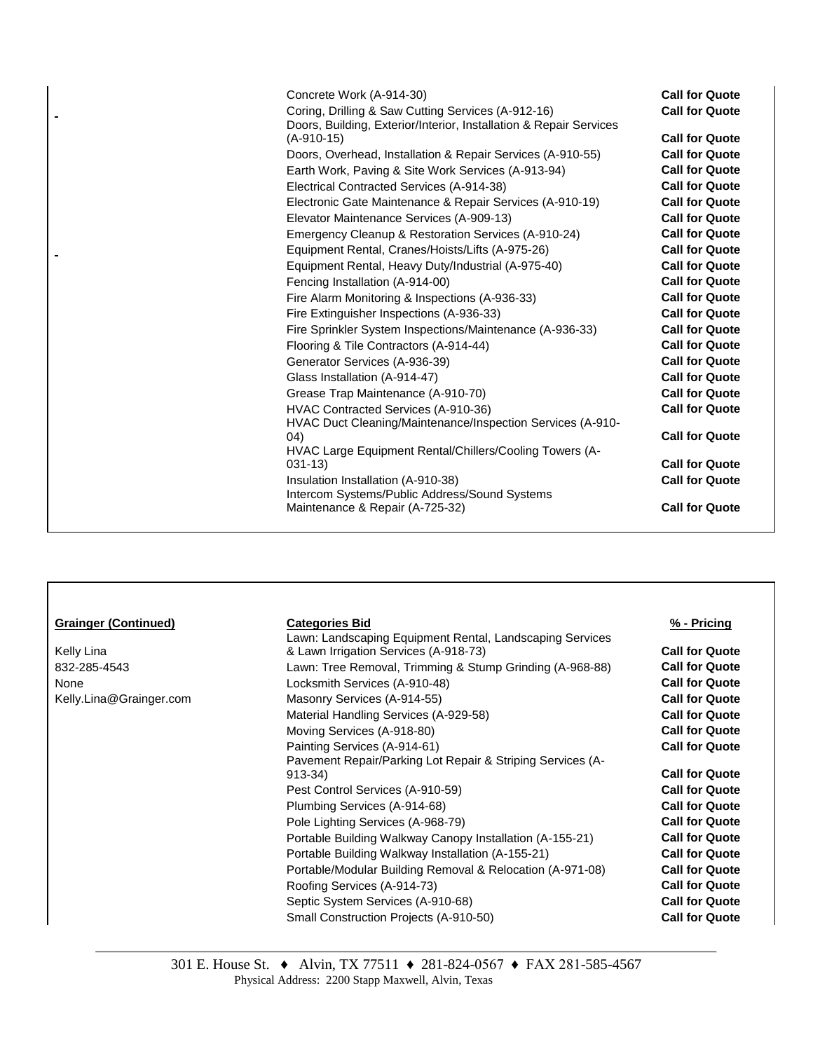| | Categories Bid | % - Pricing |
|---|---|---|
| | Concrete Work (A-914-30) | **Call for Quote** |
| | Coring, Drilling & Saw Cutting Services (A-912-16) | **Call for Quote** |
| | Doors, Building, Exterior/Interior, Installation & Repair Services (A-910-15) | **Call for Quote** |
| | Doors, Overhead, Installation & Repair Services (A-910-55) | **Call for Quote** |
| | Earth Work, Paving & Site Work Services (A-913-94) | **Call for Quote** |
| | Electrical Contracted Services (A-914-38) | **Call for Quote** |
| | Electronic Gate Maintenance & Repair Services (A-910-19) | **Call for Quote** |
| | Elevator Maintenance Services (A-909-13) | **Call for Quote** |
| | Emergency Cleanup & Restoration Services (A-910-24) | **Call for Quote** |
| | Equipment Rental, Cranes/Hoists/Lifts (A-975-26) | **Call for Quote** |
| | Equipment Rental, Heavy Duty/Industrial (A-975-40) | **Call for Quote** |
| | Fencing Installation (A-914-00) | **Call for Quote** |
| | Fire Alarm Monitoring & Inspections (A-936-33) | **Call for Quote** |
| | Fire Extinguisher Inspections (A-936-33) | **Call for Quote** |
| | Fire Sprinkler System Inspections/Maintenance (A-936-33) | **Call for Quote** |
| | Flooring & Tile Contractors (A-914-44) | **Call for Quote** |
| | Generator Services (A-936-39) | **Call for Quote** |
| | Glass Installation (A-914-47) | **Call for Quote** |
| | Grease Trap Maintenance (A-910-70) | **Call for Quote** |
| | HVAC Contracted Services (A-910-36) | **Call for Quote** |
| | HVAC Duct Cleaning/Maintenance/Inspection Services (A-910-04) | **Call for Quote** |
| | HVAC Large Equipment Rental/Chillers/Cooling Towers (A-031-13) | **Call for Quote** |
| | Insulation Installation (A-910-38) | **Call for Quote** |
| | Intercom Systems/Public Address/Sound Systems Maintenance & Repair (A-725-32) | **Call for Quote** |

| **Grainger (Continued)** | **Categories Bid** | **% - Pricing** |
|---|---|---|
| Kelly Lina | Lawn: Landscaping Equipment Rental, Landscaping Services & Lawn Irrigation Services (A-918-73) | **Call for Quote** |
| 832-285-4543 | Lawn: Tree Removal, Trimming & Stump Grinding (A-968-88) | **Call for Quote** |
| None | Locksmith Services (A-910-48) | **Call for Quote** |
| Kelly.Lina@Grainger.com | Masonry Services (A-914-55) | **Call for Quote** |
| | Material Handling Services (A-929-58) | **Call for Quote** |
| | Moving Services (A-918-80) | **Call for Quote** |
| | Painting Services (A-914-61) | **Call for Quote** |
| | Pavement Repair/Parking Lot Repair & Striping Services (A-913-34) | **Call for Quote** |
| | Pest Control Services (A-910-59) | **Call for Quote** |
| | Plumbing Services (A-914-68) | **Call for Quote** |
| | Pole Lighting Services (A-968-79) | **Call for Quote** |
| | Portable Building Walkway Canopy Installation (A-155-21) | **Call for Quote** |
| | Portable Building Walkway Installation (A-155-21) | **Call for Quote** |
| | Portable/Modular Building Removal & Relocation (A-971-08) | **Call for Quote** |
| | Roofing Services (A-914-73) | **Call for Quote** |
| | Septic System Services (A-910-68) | **Call for Quote** |
| | Small Construction Projects (A-910-50) | **Call for Quote** |

301 E. House St. ♦ Alvin, TX 77511 ♦ 281-824-0567 ♦ FAX 281-585-4567
Physical Address: 2200 Stapp Maxwell, Alvin, Texas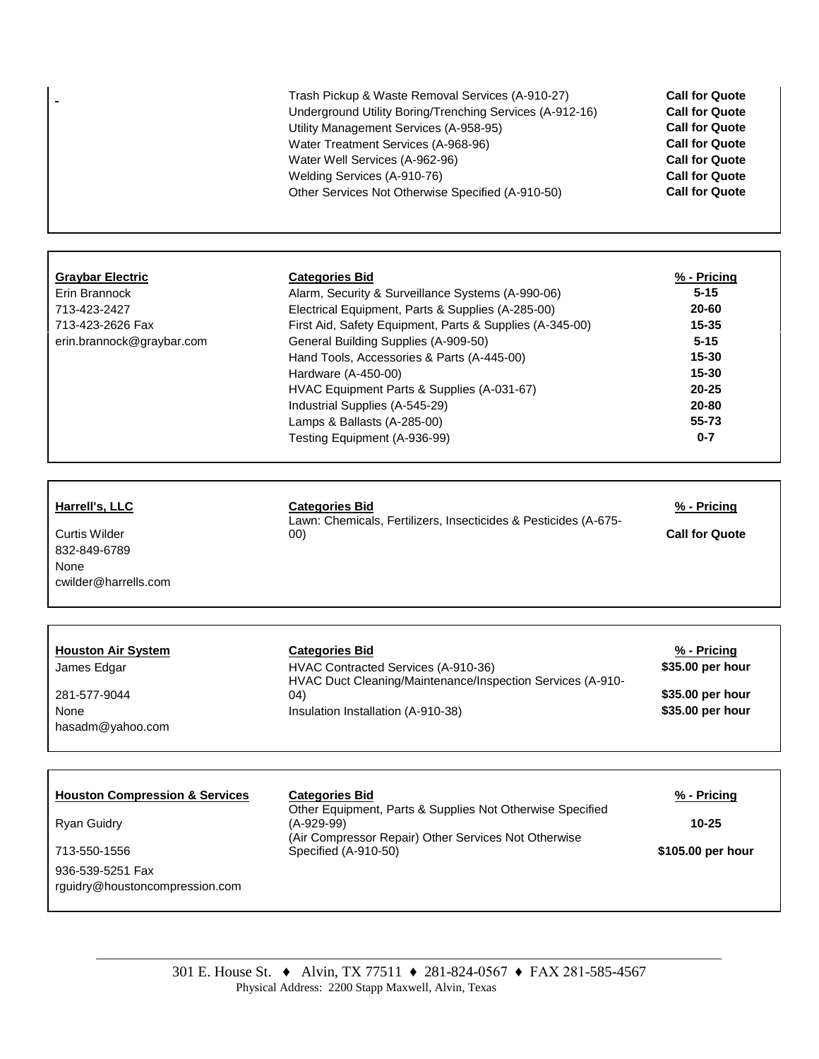| | | |
|---|---|---|
| | Trash Pickup & Waste Removal Services (A-910-27) | **Call for Quote** |
| | Underground Utility Boring/Trenching Services (A-912-16) | **Call for Quote** |
| | Utility Management Services (A-958-95) | **Call for Quote** |
| | Water Treatment Services (A-968-96) | **Call for Quote** |
| | Water Well Services (A-962-96) | **Call for Quote** |
| | Welding Services (A-910-76) | **Call for Quote** |
| | Other Services Not Otherwise Specified (A-910-50) | **Call for Quote** |

| **Graybar Electric** | **Categories Bid** | **% - Pricing** |
|---|---|---|
| Erin Brannock | Alarm, Security & Surveillance Systems (A-990-06) | **5-15** |
| 713-423-2427 | Electrical Equipment, Parts & Supplies (A-285-00) | **20-60** |
| 713-423-2626 Fax | First Aid, Safety Equipment, Parts & Supplies (A-345-00) | **15-35** |
| erin.brannock@graybar.com | General Building Supplies (A-909-50) | **5-15** |
| | Hand Tools, Accessories & Parts (A-445-00) | **15-30** |
| | Hardware (A-450-00) | **15-30** |
| | HVAC Equipment Parts & Supplies (A-031-67) | **20-25** |
| | Industrial Supplies (A-545-29) | **20-80** |
| | Lamps & Ballasts (A-285-00) | **55-73** |
| | Testing Equipment (A-936-99) | **0-7** |

| **Harrell's, LLC** | **Categories Bid** | **% - Pricing** |
|---|---|---|
| Curtis Wilder | Lawn: Chemicals, Fertilizers, Insecticides & Pesticides (A-675-00) | **Call for Quote** |
| 832-849-6789 | | |
| None | | |
| cwilder@harrells.com | | |

| **Houston Air System** | **Categories Bid** | **% - Pricing** |
|---|---|---|
| James Edgar | HVAC Contracted Services (A-910-36) | **$35.00 per hour** |
| 281-577-9044 | HVAC Duct Cleaning/Maintenance/Inspection Services (A-910-04) | **$35.00 per hour** |
| None | Insulation Installation (A-910-38) | **$35.00 per hour** |
| hasadm@yahoo.com | | |

| **Houston Compression & Services** | **Categories Bid** | **% - Pricing** |
|---|---|---|
| Ryan Guidry | Other Equipment, Parts & Supplies Not Otherwise Specified (A-929-99) | **10-25** |
| 713-550-1556 | (Air Compressor Repair) Other Services Not Otherwise Specified (A-910-50) | **$105.00 per hour** |
| 936-539-5251 Fax | | |
| rguidry@houstoncompression.com | | |

301 E. House St. ♦ Alvin, TX 77511 ♦ 281-824-0567 ♦ FAX 281-585-4567
Physical Address: 2200 Stapp Maxwell, Alvin, Texas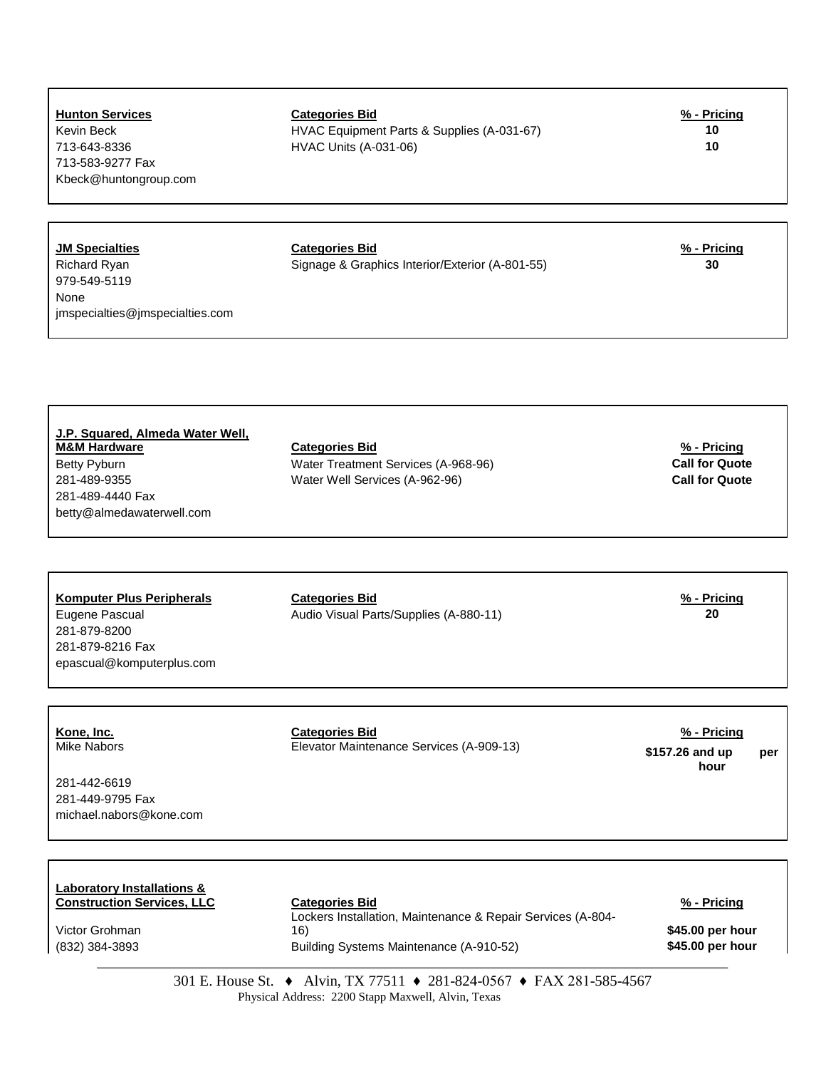| **Hunton Services** | **Categories Bid** | **% - Pricing** |
|---|---|---|
| Kevin Beck | HVAC Equipment Parts & Supplies (A-031-67) | **10** |
| 713-643-8336 | HVAC Units (A-031-06) | **10** |
| 713-583-9277 Fax | | |
| Kbeck@huntongroup.com | | |

| **JM Specialties** | **Categories Bid** | **% - Pricing** |
|---|---|---|
| Richard Ryan | Signage & Graphics Interior/Exterior (A-801-55) | **30** |
| 979-549-5119 | | |
| None | | |
| jmspecialties@jmspecialties.com | | |

| **J.P. Squared, Almeda Water Well, M&M Hardware** | **Categories Bid** | **% - Pricing** |
|---|---|---|
| Betty Pyburn | Water Treatment Services (A-968-96) | **Call for Quote** |
| 281-489-9355 | Water Well Services (A-962-96) | **Call for Quote** |
| 281-489-4440 Fax | | |
| betty@almedawaterwell.com | | |

| **Komputer Plus Peripherals** | **Categories Bid** | **% - Pricing** |
|---|---|---|
| Eugene Pascual | Audio Visual Parts/Supplies (A-880-11) | **20** |
| 281-879-8200 | | |
| 281-879-8216 Fax | | |
| epascual@komputerplus.com | | |

| **Kone, Inc.** | **Categories Bid** | **% - Pricing** |
|---|---|---|
| Mike Nabors | Elevator Maintenance Services (A-909-13) | **$157.26 and up per hour** |
| 281-442-6619 | | |
| 281-449-9795 Fax | | |
| michael.nabors@kone.com | | |

| **Laboratory Installations & Construction Services, LLC** | **Categories Bid** | **% - Pricing** |
|---|---|---|
| Victor Grohman | Lockers Installation, Maintenance & Repair Services (A-804-16) | **$45.00 per hour** |
| (832) 384-3893 | Building Systems Maintenance (A-910-52) | **$45.00 per hour** |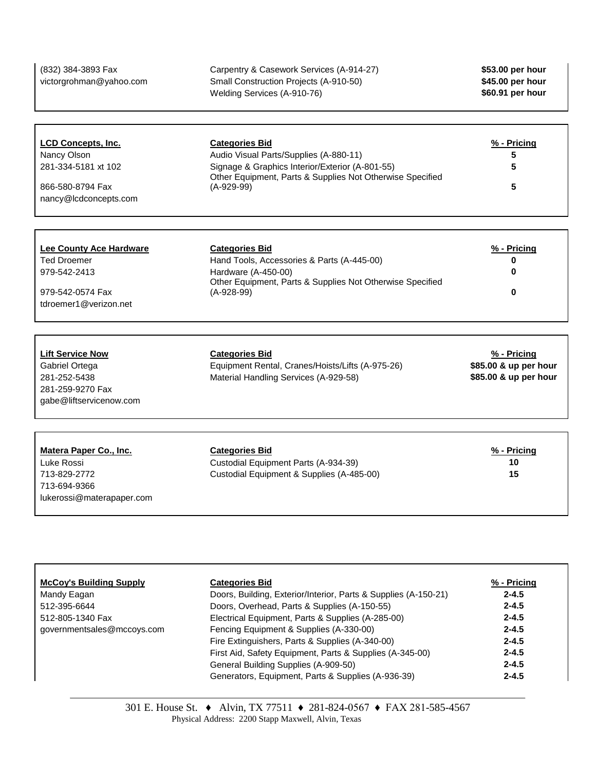| | | |
|---|---|---|
| (832) 384-3893 Fax | Carpentry & Casework Services (A-914-27) | **$53.00 per hour** |
| victorgrohman@yahoo.com | Small Construction Projects (A-910-50) | **$45.00 per hour** |
| | Welding Services (A-910-76) | **$60.91 per hour** |

| **LCD Concepts, Inc.** | **Categories Bid** | **% - Pricing** |
|---|---|---|
| Nancy Olson | Audio Visual Parts/Supplies (A-880-11) | **5** |
| 281-334-5181 xt 102 | Signage & Graphics Interior/Exterior (A-801-55) | **5** |
| 866-580-8794 Fax | Other Equipment, Parts & Supplies Not Otherwise Specified (A-929-99) | **5** |
| nancy@lcdconcepts.com | | |

| **Lee County Ace Hardware** | **Categories Bid** | **% - Pricing** |
|---|---|---|
| Ted Droemer | Hand Tools, Accessories & Parts (A-445-00) | **0** |
| 979-542-2413 | Hardware (A-450-00) | **0** |
| 979-542-0574 Fax | Other Equipment, Parts & Supplies Not Otherwise Specified (A-928-99) | **0** |
| tdroemer1@verizon.net | | |

| **Lift Service Now** | **Categories Bid** | **% - Pricing** |
|---|---|---|
| Gabriel Ortega | Equipment Rental, Cranes/Hoists/Lifts (A-975-26) | **$85.00 & up per hour** |
| 281-252-5438 | Material Handling Services (A-929-58) | **$85.00 & up per hour** |
| 281-259-9270 Fax | | |
| gabe@liftservicenow.com | | |

| **Matera Paper Co., Inc.** | **Categories Bid** | **% - Pricing** |
|---|---|---|
| Luke Rossi | Custodial Equipment Parts (A-934-39) | **10** |
| 713-829-2772 | Custodial Equipment & Supplies (A-485-00) | **15** |
| 713-694-9366 | | |
| lukerossi@materapaper.com | | |

| **McCoy's Building Supply** | **Categories Bid** | **% - Pricing** |
|---|---|---|
| Mandy Eagan | Doors, Building, Exterior/Interior, Parts & Supplies (A-150-21) | **2-4.5** |
| 512-395-6644 | Doors, Overhead, Parts & Supplies (A-150-55) | **2-4.5** |
| 512-805-1340 Fax | Electrical Equipment, Parts & Supplies (A-285-00) | **2-4.5** |
| governmentsales@mccoys.com | Fencing Equipment & Supplies (A-330-00) | **2-4.5** |
| | Fire Extinguishers, Parts & Supplies (A-340-00) | **2-4.5** |
| | First Aid, Safety Equipment, Parts & Supplies (A-345-00) | **2-4.5** |
| | General Building Supplies (A-909-50) | **2-4.5** |
| | Generators, Equipment, Parts & Supplies (A-936-39) | **2-4.5** |

301 E. House St. ♦ Alvin, TX 77511 ♦ 281-824-0567 ♦ FAX 281-585-4567
Physical Address: 2200 Stapp Maxwell, Alvin, Texas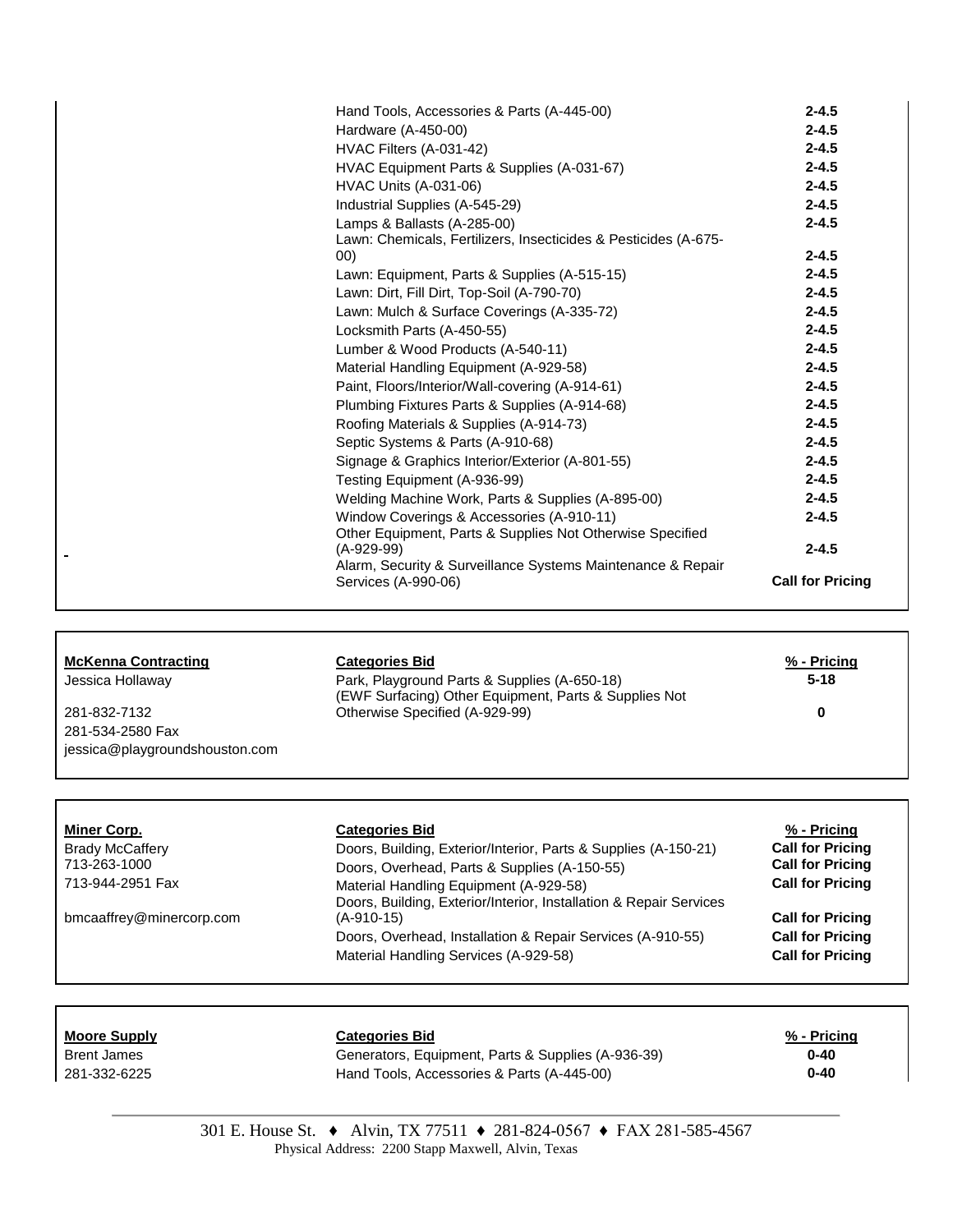| | | |
|---|---|---|
| | Hand Tools, Accessories & Parts (A-445-00) | **2-4.5** |
| | Hardware (A-450-00) | **2-4.5** |
| | HVAC Filters (A-031-42) | **2-4.5** |
| | HVAC Equipment Parts & Supplies (A-031-67) | **2-4.5** |
| | HVAC Units (A-031-06) | **2-4.5** |
| | Industrial Supplies (A-545-29) | **2-4.5** |
| | Lamps & Ballasts (A-285-00) | **2-4.5** |
| | Lawn: Chemicals, Fertilizers, Insecticides & Pesticides (A-675-00) | **2-4.5** |
| | Lawn: Equipment, Parts & Supplies (A-515-15) | **2-4.5** |
| | Lawn: Dirt, Fill Dirt, Top-Soil (A-790-70) | **2-4.5** |
| | Lawn: Mulch & Surface Coverings (A-335-72) | **2-4.5** |
| | Locksmith Parts (A-450-55) | **2-4.5** |
| | Lumber & Wood Products (A-540-11) | **2-4.5** |
| | Material Handling Equipment (A-929-58) | **2-4.5** |
| | Paint, Floors/Interior/Wall-covering (A-914-61) | **2-4.5** |
| | Plumbing Fixtures Parts & Supplies (A-914-68) | **2-4.5** |
| | Roofing Materials & Supplies (A-914-73) | **2-4.5** |
| | Septic Systems & Parts (A-910-68) | **2-4.5** |
| | Signage & Graphics Interior/Exterior (A-801-55) | **2-4.5** |
| | Testing Equipment (A-936-99) | **2-4.5** |
| | Welding Machine Work, Parts & Supplies (A-895-00) | **2-4.5** |
| | Window Coverings & Accessories (A-910-11) | **2-4.5** |
| | Other Equipment, Parts & Supplies Not Otherwise Specified (A-929-99) | **2-4.5** |
| | Alarm, Security & Surveillance Systems Maintenance & Repair Services (A-990-06) | **Call for Pricing** |

| **McKenna Contracting** | **Categories Bid** | **% - Pricing** |
|---|---|---|
| Jessica Hollaway | Park, Playground Parts & Supplies (A-650-18) | **5-18** |
| 281-832-7132 | (EWF Surfacing) Other Equipment, Parts & Supplies Not Otherwise Specified (A-929-99) | **0** |
| 281-534-2580 Fax | | |
| jessica@playgroundshouston.com | | |

| **Miner Corp.** | **Categories Bid** | **% - Pricing** |
|---|---|---|
| Brady McCaffery | Doors, Building, Exterior/Interior, Parts & Supplies (A-150-21) | **Call for Pricing** |
| 713-263-1000 | Doors, Overhead, Parts & Supplies (A-150-55) | **Call for Pricing** |
| 713-944-2951 Fax | Material Handling Equipment (A-929-58) | **Call for Pricing** |
| bmcaaffrey@minercorp.com | Doors, Building, Exterior/Interior, Installation & Repair Services (A-910-15) | **Call for Pricing** |
| | Doors, Overhead, Installation & Repair Services (A-910-55) | **Call for Pricing** |
| | Material Handling Services (A-929-58) | **Call for Pricing** |

| **Moore Supply** | **Categories Bid** | **% - Pricing** |
|---|---|---|
| Brent James | Generators, Equipment, Parts & Supplies (A-936-39) | **0-40** |
| 281-332-6225 | Hand Tools, Accessories & Parts (A-445-00) | **0-40** |

301 E. House St. ♦ Alvin, TX 77511 ♦ 281-824-0567 ♦ FAX 281-585-4567
Physical Address: 2200 Stapp Maxwell, Alvin, Texas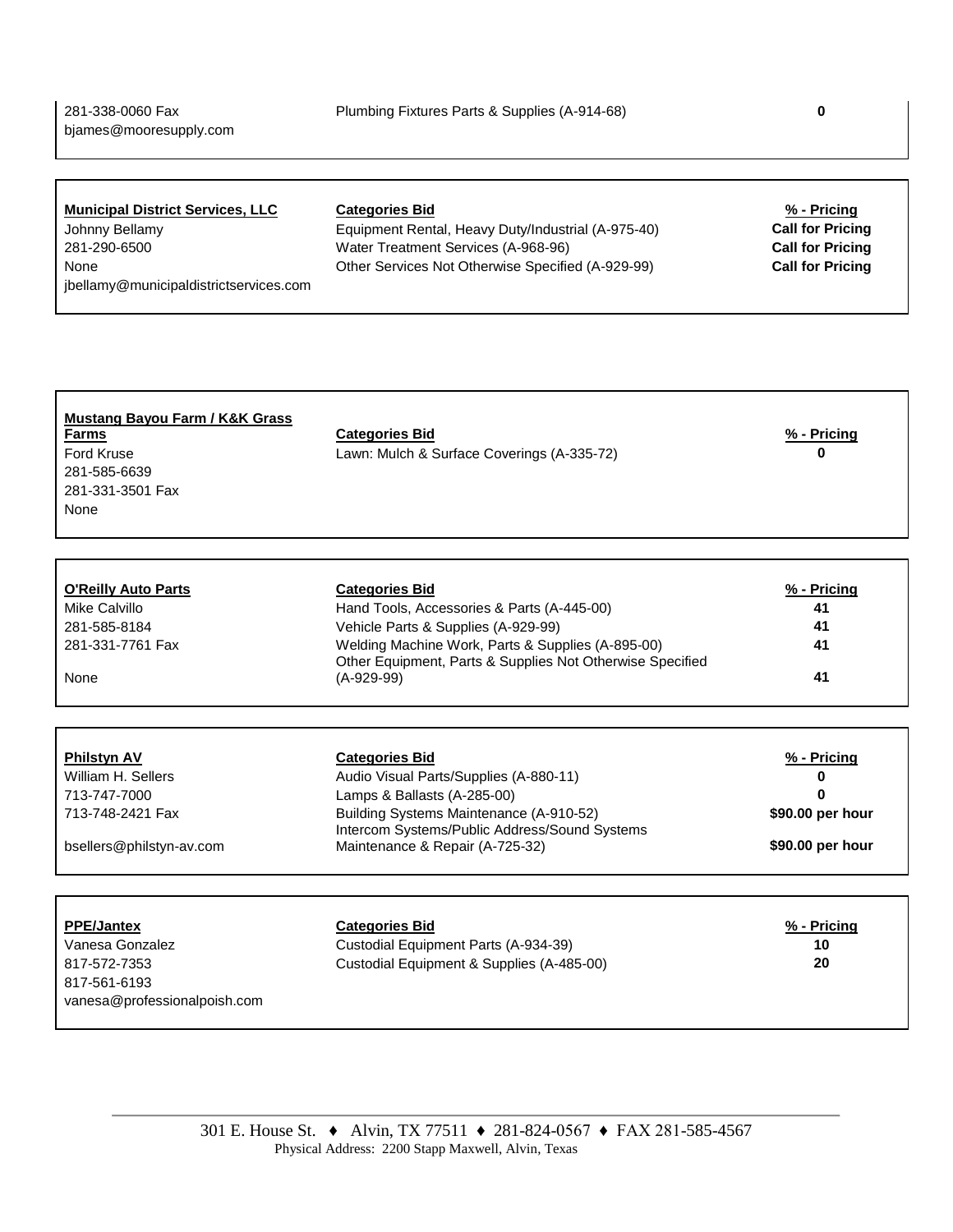| | | |
|---|---|---|
| 281-338-0060 Fax | Plumbing Fixtures Parts & Supplies (A-914-68) | **0** |
| bjames@mooresupply.com | | |

| **Municipal District Services, LLC** | **Categories Bid** | **% - Pricing** |
|---|---|---|
| Johnny Bellamy | Equipment Rental, Heavy Duty/Industrial (A-975-40) | **Call for Pricing** |
| 281-290-6500 | Water Treatment Services (A-968-96) | **Call for Pricing** |
| None | Other Services Not Otherwise Specified (A-929-99) | **Call for Pricing** |
| jbellamy@municipaldistrictservices.com | | |

| **Mustang Bayou Farm / K&K Grass Farms** | **Categories Bid** | **% - Pricing** |
|---|---|---|
| Ford Kruse | Lawn: Mulch & Surface Coverings (A-335-72) | **0** |
| 281-585-6639 | | |
| 281-331-3501 Fax | | |
| None | | |

| **O'Reilly Auto Parts** | **Categories Bid** | **% - Pricing** |
|---|---|---|
| Mike Calvillo | Hand Tools, Accessories & Parts (A-445-00) | **41** |
| 281-585-8184 | Vehicle Parts & Supplies (A-929-99) | **41** |
| 281-331-7761 Fax | Welding Machine Work, Parts & Supplies (A-895-00) | **41** |
| None | Other Equipment, Parts & Supplies Not Otherwise Specified (A-929-99) | **41** |

| **Philstyn AV** | **Categories Bid** | **% - Pricing** |
|---|---|---|
| William H. Sellers | Audio Visual Parts/Supplies (A-880-11) | **0** |
| 713-747-7000 | Lamps & Ballasts (A-285-00) | **0** |
| 713-748-2421 Fax | Building Systems Maintenance (A-910-52) | **$90.00 per hour** |
| bsellers@philstyn-av.com | Intercom Systems/Public Address/Sound Systems Maintenance & Repair (A-725-32) | **$90.00 per hour** |

| **PPE/Jantex** | **Categories Bid** | **% - Pricing** |
|---|---|---|
| Vanesa Gonzalez | Custodial Equipment Parts (A-934-39) | **10** |
| 817-572-7353 | Custodial Equipment & Supplies (A-485-00) | **20** |
| 817-561-6193 | | |
| vanesa@professionalpoish.com | | |

301 E. House St. ♦ Alvin, TX 77511 ♦ 281-824-0567 ♦ FAX 281-585-4567
Physical Address: 2200 Stapp Maxwell, Alvin, Texas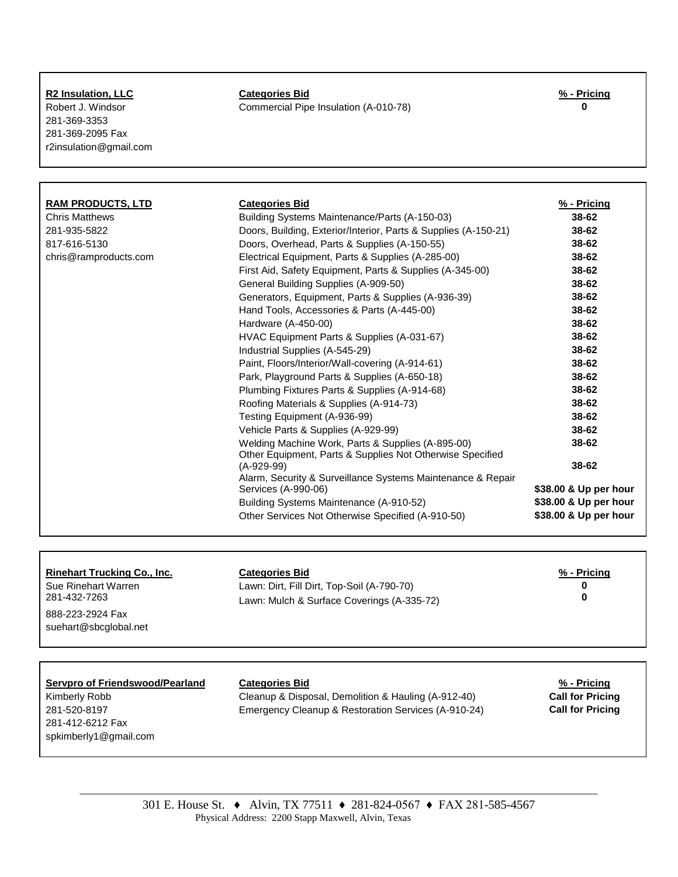| **R2 Insulation, LLC** | **Categories Bid** | **% - Pricing** |
| --- | --- | --- |
| Robert J. Windsor | Commercial Pipe Insulation (A-010-78) | **0** |
| 281-369-3353 | | |
| 281-369-2095 Fax | | |
| r2insulation@gmail.com | | |

| **RAM PRODUCTS, LTD** | **Categories Bid** | **% - Pricing** |
| --- | --- | --- |
| Chris Matthews | Building Systems Maintenance/Parts (A-150-03) | **38-62** |
| 281-935-5822 | Doors, Building, Exterior/Interior, Parts & Supplies (A-150-21) | **38-62** |
| 817-616-5130 | Doors, Overhead, Parts & Supplies (A-150-55) | **38-62** |
| chris@ramproducts.com | Electrical Equipment, Parts & Supplies (A-285-00) | **38-62** |
| | First Aid, Safety Equipment, Parts & Supplies (A-345-00) | **38-62** |
| | General Building Supplies (A-909-50) | **38-62** |
| | Generators, Equipment, Parts & Supplies (A-936-39) | **38-62** |
| | Hand Tools, Accessories & Parts (A-445-00) | **38-62** |
| | Hardware (A-450-00) | **38-62** |
| | HVAC Equipment Parts & Supplies (A-031-67) | **38-62** |
| | Industrial Supplies (A-545-29) | **38-62** |
| | Paint, Floors/Interior/Wall-covering (A-914-61) | **38-62** |
| | Park, Playground Parts & Supplies (A-650-18) | **38-62** |
| | Plumbing Fixtures Parts & Supplies (A-914-68) | **38-62** |
| | Roofing Materials & Supplies (A-914-73) | **38-62** |
| | Testing Equipment (A-936-99) | **38-62** |
| | Vehicle Parts & Supplies (A-929-99) | **38-62** |
| | Welding Machine Work, Parts & Supplies (A-895-00) | **38-62** |
| | Other Equipment, Parts & Supplies Not Otherwise Specified (A-929-99) | **38-62** |
| | Alarm, Security & Surveillance Systems Maintenance & Repair Services (A-990-06) | **$38.00 & Up per hour** |
| | Building Systems Maintenance (A-910-52) | **$38.00 & Up per hour** |
| | Other Services Not Otherwise Specified (A-910-50) | **$38.00 & Up per hour** |

| **Rinehart Trucking Co., Inc.** | **Categories Bid** | **% - Pricing** |
| --- | --- | --- |
| Sue Rinehart Warren | Lawn: Dirt, Fill Dirt, Top-Soil (A-790-70) | **0** |
| 281-432-7263 | Lawn: Mulch & Surface Coverings (A-335-72) | **0** |
| 888-223-2924 Fax | | |
| suehart@sbcglobal.net | | |

| **Servpro of Friendswood/Pearland** | **Categories Bid** | **% - Pricing** |
| --- | --- | --- |
| Kimberly Robb | Cleanup & Disposal, Demolition & Hauling (A-912-40) | **Call for Pricing** |
| 281-520-8197 | Emergency Cleanup & Restoration Services (A-910-24) | **Call for Pricing** |
| 281-412-6212 Fax | | |
| spkimberly1@gmail.com | | |

301 E. House St. ♦ Alvin, TX 77511 ♦ 281-824-0567 ♦ FAX 281-585-4567
Physical Address: 2200 Stapp Maxwell, Alvin, Texas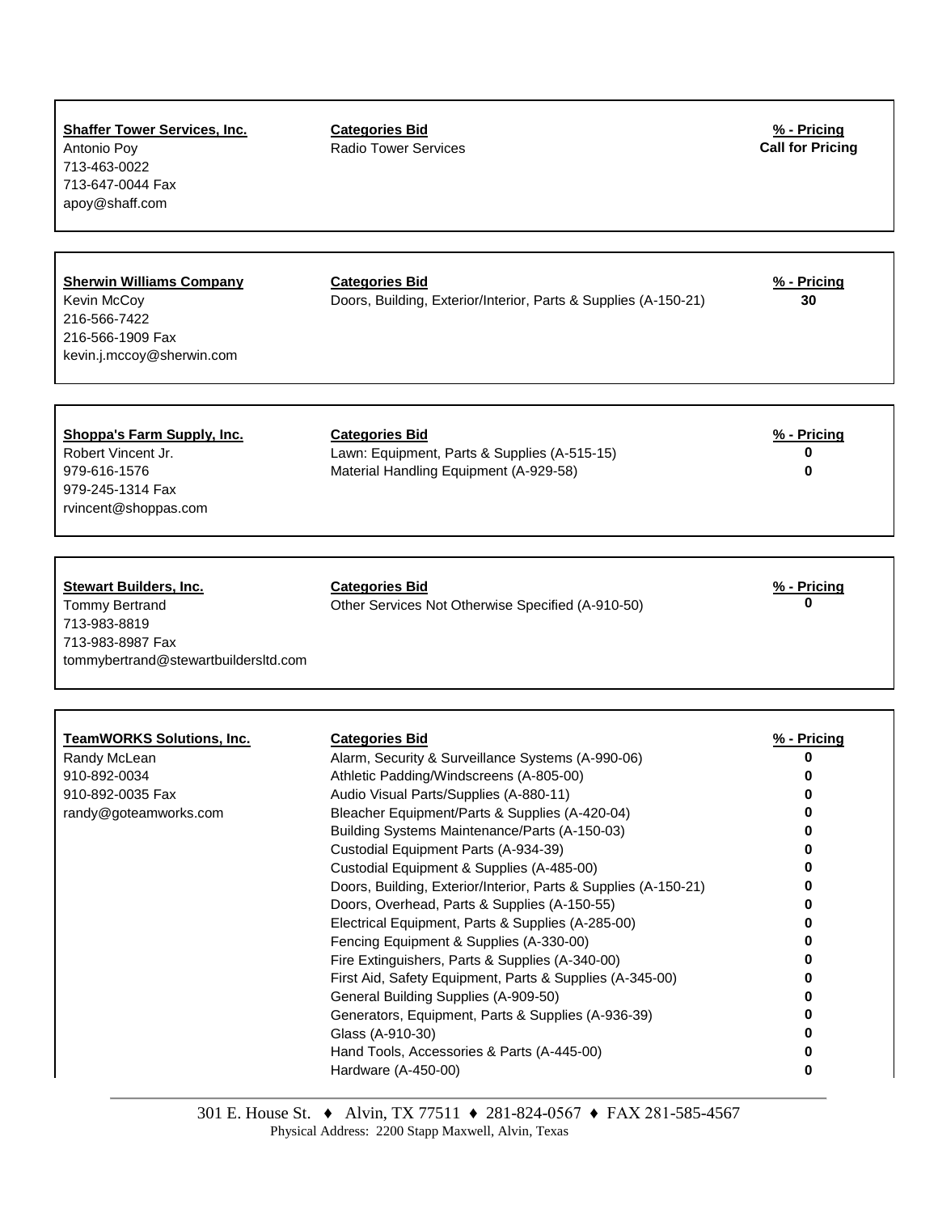| Shaffer Tower Services, Inc. | Categories Bid | % - Pricing |
|---|---|---|
| Antonio Poy | Radio Tower Services | Call for Pricing |
| 713-463-0022 | | |
| 713-647-0044 Fax | | |
| apoy@shaff.com | | |

| Sherwin Williams Company | Categories Bid | % - Pricing |
|---|---|---|
| Kevin McCoy | Doors, Building, Exterior/Interior, Parts & Supplies (A-150-21) | 30 |
| 216-566-7422 | | |
| 216-566-1909 Fax | | |
| kevin.j.mccoy@sherwin.com | | |

| Shoppa's Farm Supply, Inc. | Categories Bid | % - Pricing |
|---|---|---|
| Robert Vincent Jr. | Lawn: Equipment, Parts & Supplies (A-515-15) | 0 |
| 979-616-1576 | Material Handling Equipment (A-929-58) | 0 |
| 979-245-1314 Fax | | |
| rvincent@shoppas.com | | |

| Stewart Builders, Inc. | Categories Bid | % - Pricing |
|---|---|---|
| Tommy Bertrand | Other Services Not Otherwise Specified (A-910-50) | 0 |
| 713-983-8819 | | |
| 713-983-8987 Fax | | |
| tommybertrand@stewartbuildersltd.com | | |

| TeamWORKS Solutions, Inc. | Categories Bid | % - Pricing |
|---|---|---|
| Randy McLean | Alarm, Security & Surveillance Systems (A-990-06) | 0 |
| 910-892-0034 | Athletic Padding/Windscreens (A-805-00) | 0 |
| 910-892-0035 Fax | Audio Visual Parts/Supplies (A-880-11) | 0 |
| randy@goteamworks.com | Bleacher Equipment/Parts & Supplies (A-420-04) | 0 |
| | Building Systems Maintenance/Parts (A-150-03) | 0 |
| | Custodial Equipment Parts (A-934-39) | 0 |
| | Custodial Equipment & Supplies (A-485-00) | 0 |
| | Doors, Building, Exterior/Interior, Parts & Supplies (A-150-21) | 0 |
| | Doors, Overhead, Parts & Supplies (A-150-55) | 0 |
| | Electrical Equipment, Parts & Supplies (A-285-00) | 0 |
| | Fencing Equipment & Supplies (A-330-00) | 0 |
| | Fire Extinguishers, Parts & Supplies (A-340-00) | 0 |
| | First Aid, Safety Equipment, Parts & Supplies (A-345-00) | 0 |
| | General Building Supplies (A-909-50) | 0 |
| | Generators, Equipment, Parts & Supplies (A-936-39) | 0 |
| | Glass (A-910-30) | 0 |
| | Hand Tools, Accessories & Parts (A-445-00) | 0 |
| | Hardware (A-450-00) | 0 |

301 E. House St. ♦ Alvin, TX 77511 ♦ 281-824-0567 ♦ FAX 281-585-4567
Physical Address: 2200 Stapp Maxwell, Alvin, Texas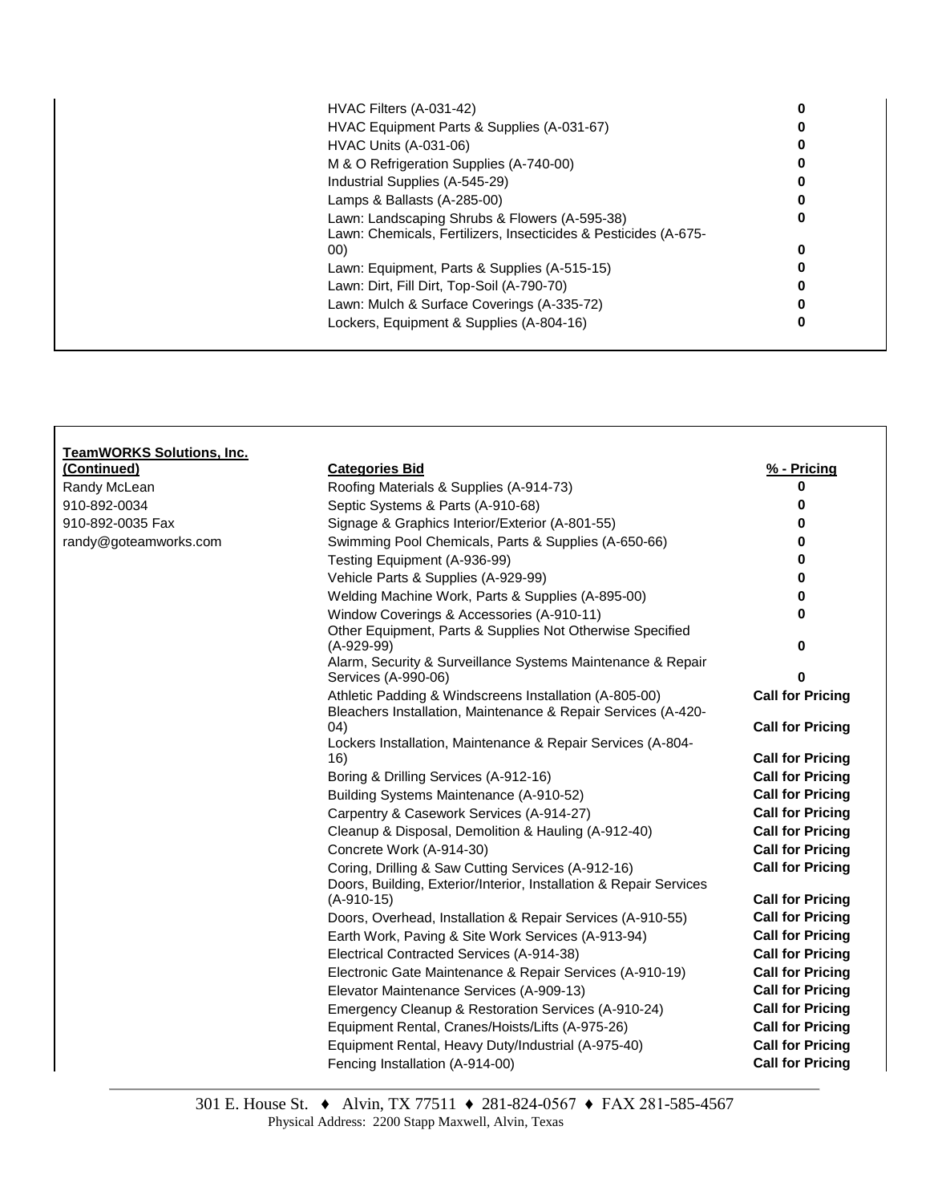| | | |
|---|---|---|
| | HVAC Filters (A-031-42) | **0** |
| | HVAC Equipment Parts & Supplies (A-031-67) | **0** |
| | HVAC Units (A-031-06) | **0** |
| | M & O Refrigeration Supplies (A-740-00) | **0** |
| | Industrial Supplies (A-545-29) | **0** |
| | Lamps & Ballasts (A-285-00) | **0** |
| | Lawn: Landscaping Shrubs & Flowers (A-595-38) | **0** |
| | Lawn: Chemicals, Fertilizers, Insecticides & Pesticides (A-675-00) | **0** |
| | Lawn: Equipment, Parts & Supplies (A-515-15) | **0** |
| | Lawn: Dirt, Fill Dirt, Top-Soil (A-790-70) | **0** |
| | Lawn: Mulch & Surface Coverings (A-335-72) | **0** |
| | Lockers, Equipment & Supplies (A-804-16) | **0** |

| **TeamWORKS Solutions, Inc. (Continued)** | **Categories Bid** | **% - Pricing** |
|---|---|---|
| Randy McLean | Roofing Materials & Supplies (A-914-73) | **0** |
| 910-892-0034 | Septic Systems & Parts (A-910-68) | **0** |
| 910-892-0035 Fax | Signage & Graphics Interior/Exterior (A-801-55) | **0** |
| randy@goteamworks.com | Swimming Pool Chemicals, Parts & Supplies (A-650-66) | **0** |
| | Testing Equipment (A-936-99) | **0** |
| | Vehicle Parts & Supplies (A-929-99) | **0** |
| | Welding Machine Work, Parts & Supplies (A-895-00) | **0** |
| | Window Coverings & Accessories (A-910-11) | **0** |
| | Other Equipment, Parts & Supplies Not Otherwise Specified (A-929-99) | **0** |
| | Alarm, Security & Surveillance Systems Maintenance & Repair Services (A-990-06) | **0** |
| | Athletic Padding & Windscreens Installation (A-805-00) | **Call for Pricing** |
| | Bleachers Installation, Maintenance & Repair Services (A-420-04) | **Call for Pricing** |
| | Lockers Installation, Maintenance & Repair Services (A-804-16) | **Call for Pricing** |
| | Boring & Drilling Services (A-912-16) | **Call for Pricing** |
| | Building Systems Maintenance (A-910-52) | **Call for Pricing** |
| | Carpentry & Casework Services (A-914-27) | **Call for Pricing** |
| | Cleanup & Disposal, Demolition & Hauling (A-912-40) | **Call for Pricing** |
| | Concrete Work (A-914-30) | **Call for Pricing** |
| | Coring, Drilling & Saw Cutting Services (A-912-16) | **Call for Pricing** |
| | Doors, Building, Exterior/Interior, Installation & Repair Services (A-910-15) | **Call for Pricing** |
| | Doors, Overhead, Installation & Repair Services (A-910-55) | **Call for Pricing** |
| | Earth Work, Paving & Site Work Services (A-913-94) | **Call for Pricing** |
| | Electrical Contracted Services (A-914-38) | **Call for Pricing** |
| | Electronic Gate Maintenance & Repair Services (A-910-19) | **Call for Pricing** |
| | Elevator Maintenance Services (A-909-13) | **Call for Pricing** |
| | Emergency Cleanup & Restoration Services (A-910-24) | **Call for Pricing** |
| | Equipment Rental, Cranes/Hoists/Lifts (A-975-26) | **Call for Pricing** |
| | Equipment Rental, Heavy Duty/Industrial (A-975-40) | **Call for Pricing** |
| | Fencing Installation (A-914-00) | **Call for Pricing** |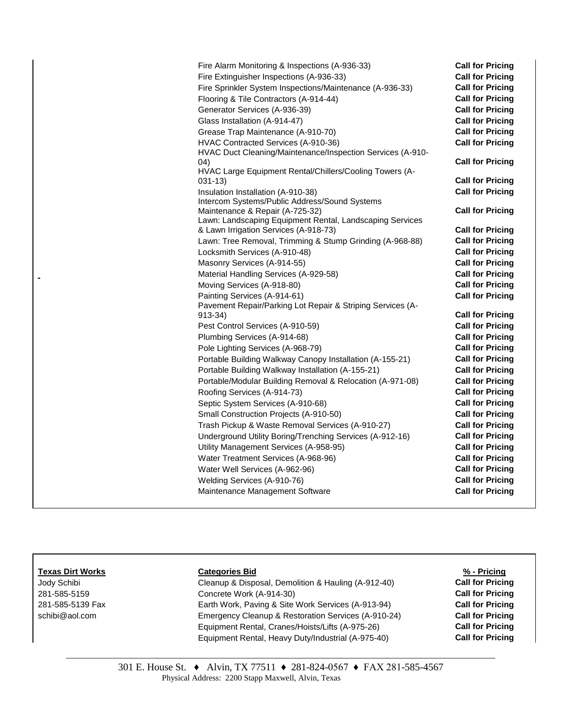| | | |
|---|---|---|
| | Fire Alarm Monitoring & Inspections (A-936-33) | **Call for Pricing** |
| | Fire Extinguisher Inspections (A-936-33) | **Call for Pricing** |
| | Fire Sprinkler System Inspections/Maintenance (A-936-33) | **Call for Pricing** |
| | Flooring & Tile Contractors (A-914-44) | **Call for Pricing** |
| | Generator Services (A-936-39) | **Call for Pricing** |
| | Glass Installation (A-914-47) | **Call for Pricing** |
| | Grease Trap Maintenance (A-910-70) | **Call for Pricing** |
| | HVAC Contracted Services (A-910-36) | **Call for Pricing** |
| | HVAC Duct Cleaning/Maintenance/Inspection Services (A-910-04) | **Call for Pricing** |
| | HVAC Large Equipment Rental/Chillers/Cooling Towers (A-031-13) | **Call for Pricing** |
| | Insulation Installation (A-910-38) | **Call for Pricing** |
| | Intercom Systems/Public Address/Sound Systems Maintenance & Repair (A-725-32) | **Call for Pricing** |
| | Lawn: Landscaping Equipment Rental, Landscaping Services & Lawn Irrigation Services (A-918-73) | **Call for Pricing** |
| | Lawn: Tree Removal, Trimming & Stump Grinding (A-968-88) | **Call for Pricing** |
| | Locksmith Services (A-910-48) | **Call for Pricing** |
| | Masonry Services (A-914-55) | **Call for Pricing** |
| - | Material Handling Services (A-929-58) | **Call for Pricing** |
| | Moving Services (A-918-80) | **Call for Pricing** |
| | Painting Services (A-914-61) | **Call for Pricing** |
| | Pavement Repair/Parking Lot Repair & Striping Services (A-913-34) | **Call for Pricing** |
| | Pest Control Services (A-910-59) | **Call for Pricing** |
| | Plumbing Services (A-914-68) | **Call for Pricing** |
| | Pole Lighting Services (A-968-79) | **Call for Pricing** |
| | Portable Building Walkway Canopy Installation (A-155-21) | **Call for Pricing** |
| | Portable Building Walkway Installation (A-155-21) | **Call for Pricing** |
| | Portable/Modular Building Removal & Relocation (A-971-08) | **Call for Pricing** |
| | Roofing Services (A-914-73) | **Call for Pricing** |
| | Septic System Services (A-910-68) | **Call for Pricing** |
| | Small Construction Projects (A-910-50) | **Call for Pricing** |
| | Trash Pickup & Waste Removal Services (A-910-27) | **Call for Pricing** |
| | Underground Utility Boring/Trenching Services (A-912-16) | **Call for Pricing** |
| | Utility Management Services (A-958-95) | **Call for Pricing** |
| | Water Treatment Services (A-968-96) | **Call for Pricing** |
| | Water Well Services (A-962-96) | **Call for Pricing** |
| | Welding Services (A-910-76) | **Call for Pricing** |
| | Maintenance Management Software | **Call for Pricing** |

| **Texas Dirt Works** | **Categories Bid** | **% - Pricing** |
|---|---|---|
| Jody Schibi | Cleanup & Disposal, Demolition & Hauling (A-912-40) | **Call for Pricing** |
| 281-585-5159 | Concrete Work (A-914-30) | **Call for Pricing** |
| 281-585-5139 Fax | Earth Work, Paving & Site Work Services (A-913-94) | **Call for Pricing** |
| schibi@aol.com | Emergency Cleanup & Restoration Services (A-910-24) | **Call for Pricing** |
| | Equipment Rental, Cranes/Hoists/Lifts (A-975-26) | **Call for Pricing** |
| | Equipment Rental, Heavy Duty/Industrial (A-975-40) | **Call for Pricing** |

301 E. House St. ♦ Alvin, TX 77511 ♦ 281-824-0567 ♦ FAX 281-585-4567
Physical Address: 2200 Stapp Maxwell, Alvin, Texas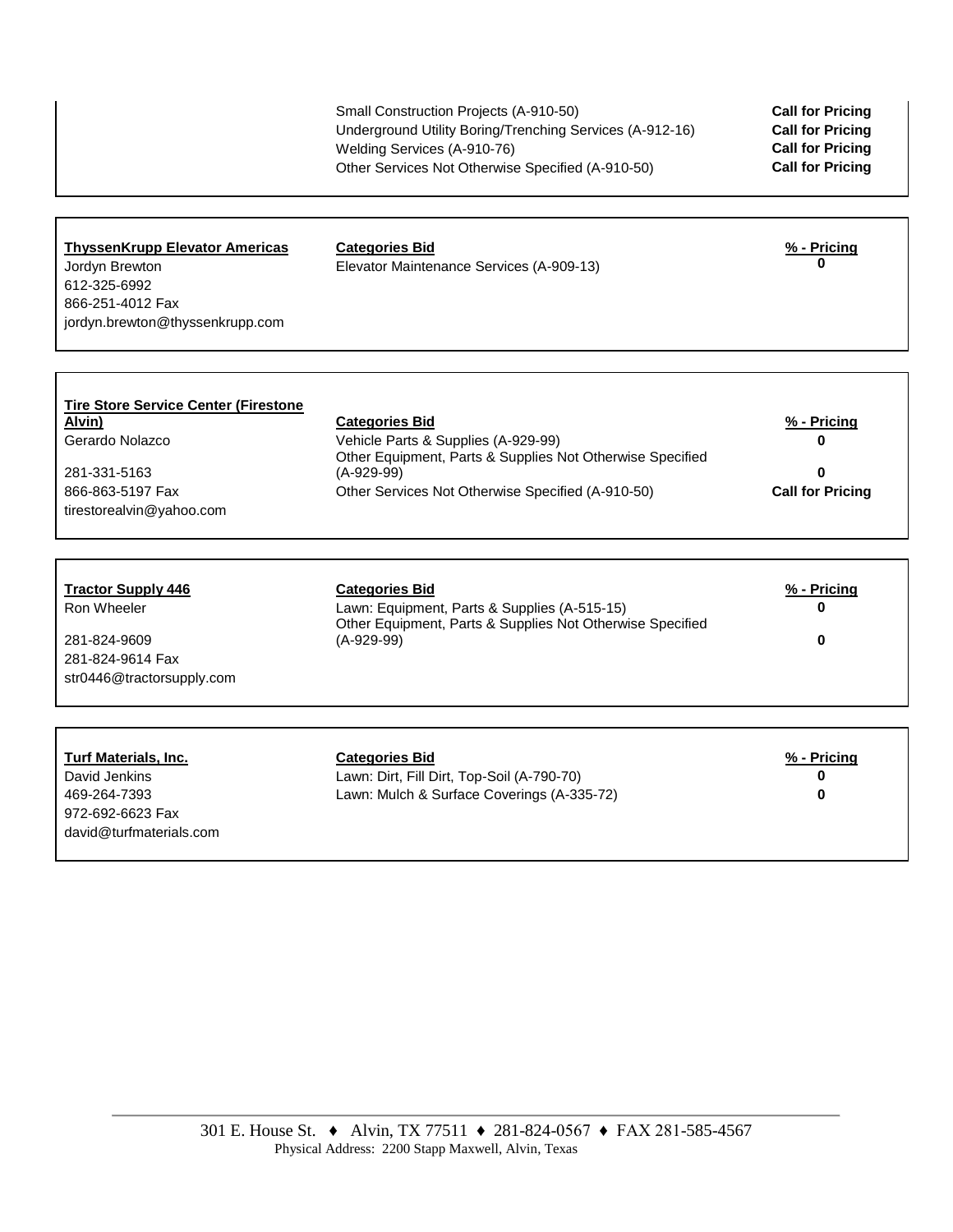| | | |
|---|---|---|
| | Small Construction Projects (A-910-50) | **Call for Pricing** |
| | Underground Utility Boring/Trenching Services (A-912-16) | **Call for Pricing** |
| | Welding Services (A-910-76) | **Call for Pricing** |
| | Other Services Not Otherwise Specified (A-910-50) | **Call for Pricing** |

| **ThyssenKrupp Elevator Americas** | **Categories Bid** | **% - Pricing** |
|---|---|---|
| Jordyn Brewton | Elevator Maintenance Services (A-909-13) | **0** |
| 612-325-6992 | | |
| 866-251-4012 Fax | | |
| jordyn.brewton@thyssenkrupp.com | | |

| **Tire Store Service Center (Firestone Alvin)** | **Categories Bid** | **% - Pricing** |
|---|---|---|
| Gerardo Nolazco | Vehicle Parts & Supplies (A-929-99) | **0** |
| 281-331-5163 | Other Equipment, Parts & Supplies Not Otherwise Specified (A-929-99) | **0** |
| 866-863-5197 Fax | Other Services Not Otherwise Specified (A-910-50) | **Call for Pricing** |
| tirestorealvin@yahoo.com | | |

| **Tractor Supply 446** | **Categories Bid** | **% - Pricing** |
|---|---|---|
| Ron Wheeler | Lawn: Equipment, Parts & Supplies (A-515-15) | **0** |
| 281-824-9609 | Other Equipment, Parts & Supplies Not Otherwise Specified (A-929-99) | **0** |
| 281-824-9614 Fax | | |
| str0446@tractorsupply.com | | |

| **Turf Materials, Inc.** | **Categories Bid** | **% - Pricing** |
|---|---|---|
| David Jenkins | Lawn: Dirt, Fill Dirt, Top-Soil (A-790-70) | **0** |
| 469-264-7393 | Lawn: Mulch & Surface Coverings (A-335-72) | **0** |
| 972-692-6623 Fax | | |
| david@turfmaterials.com | | |